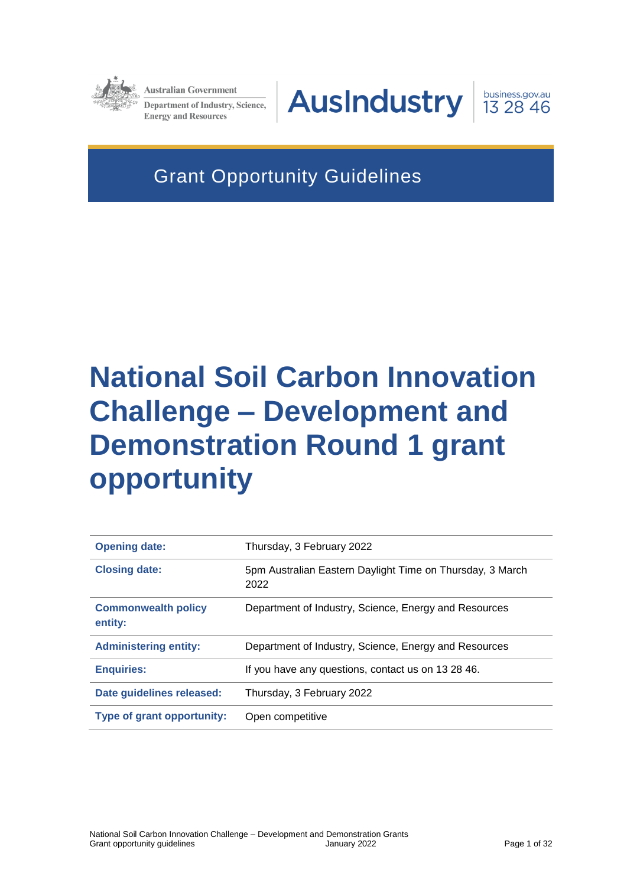Australian Government
Department of Industry, Science, Energy and Resources

AusIndustry

business.gov.au 13 28 46

Grant Opportunity Guidelines

# National Soil Carbon Innovation Challenge – Development and Demonstration Round 1 grant opportunity

| | |
|---|---|
| **Opening date:** | Thursday, 3 February 2022 |
| **Closing date:** | 5pm Australian Eastern Daylight Time on Thursday, 3 March 2022 |
| **Commonwealth policy entity:** | Department of Industry, Science, Energy and Resources |
| **Administering entity:** | Department of Industry, Science, Energy and Resources |
| **Enquiries:** | If you have any questions, contact us on 13 28 46. |
| **Date guidelines released:** | Thursday, 3 February 2022 |
| **Type of grant opportunity:** | Open competitive |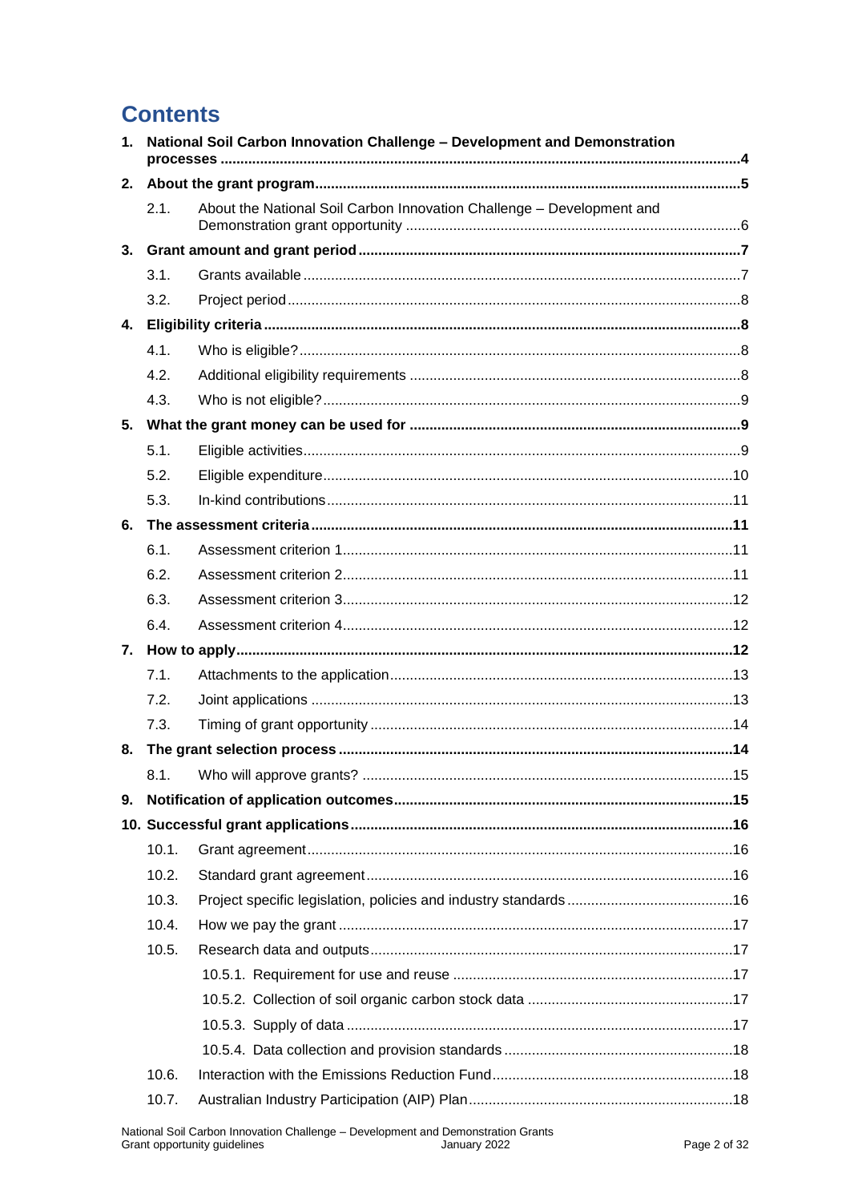# Contents

1. **National Soil Carbon Innovation Challenge – Development and Demonstration processes ... 4**
2. **About the grant program ... 5**
   - 2.1. About the National Soil Carbon Innovation Challenge – Development and Demonstration grant opportunity ... 6
3. **Grant amount and grant period ... 7**
   - 3.1. Grants available ... 7
   - 3.2. Project period ... 8
4. **Eligibility criteria ... 8**
   - 4.1. Who is eligible? ... 8
   - 4.2. Additional eligibility requirements ... 8
   - 4.3. Who is not eligible? ... 9
5. **What the grant money can be used for ... 9**
   - 5.1. Eligible activities ... 9
   - 5.2. Eligible expenditure ... 10
   - 5.3. In-kind contributions ... 11
6. **The assessment criteria ... 11**
   - 6.1. Assessment criterion 1 ... 11
   - 6.2. Assessment criterion 2 ... 11
   - 6.3. Assessment criterion 3 ... 12
   - 6.4. Assessment criterion 4 ... 12
7. **How to apply ... 12**
   - 7.1. Attachments to the application ... 13
   - 7.2. Joint applications ... 13
   - 7.3. Timing of grant opportunity ... 14
8. **The grant selection process ... 14**
   - 8.1. Who will approve grants? ... 15
9. **Notification of application outcomes ... 15**
10. **Successful grant applications ... 16**
    - 10.1. Grant agreement ... 16
    - 10.2. Standard grant agreement ... 16
    - 10.3. Project specific legislation, policies and industry standards ... 16
    - 10.4. How we pay the grant ... 17
    - 10.5. Research data and outputs ... 17
      - 10.5.1. Requirement for use and reuse ... 17
      - 10.5.2. Collection of soil organic carbon stock data ... 17
      - 10.5.3. Supply of data ... 17
      - 10.5.4. Data collection and provision standards ... 18
    - 10.6. Interaction with the Emissions Reduction Fund ... 18
    - 10.7. Australian Industry Participation (AIP) Plan ... 18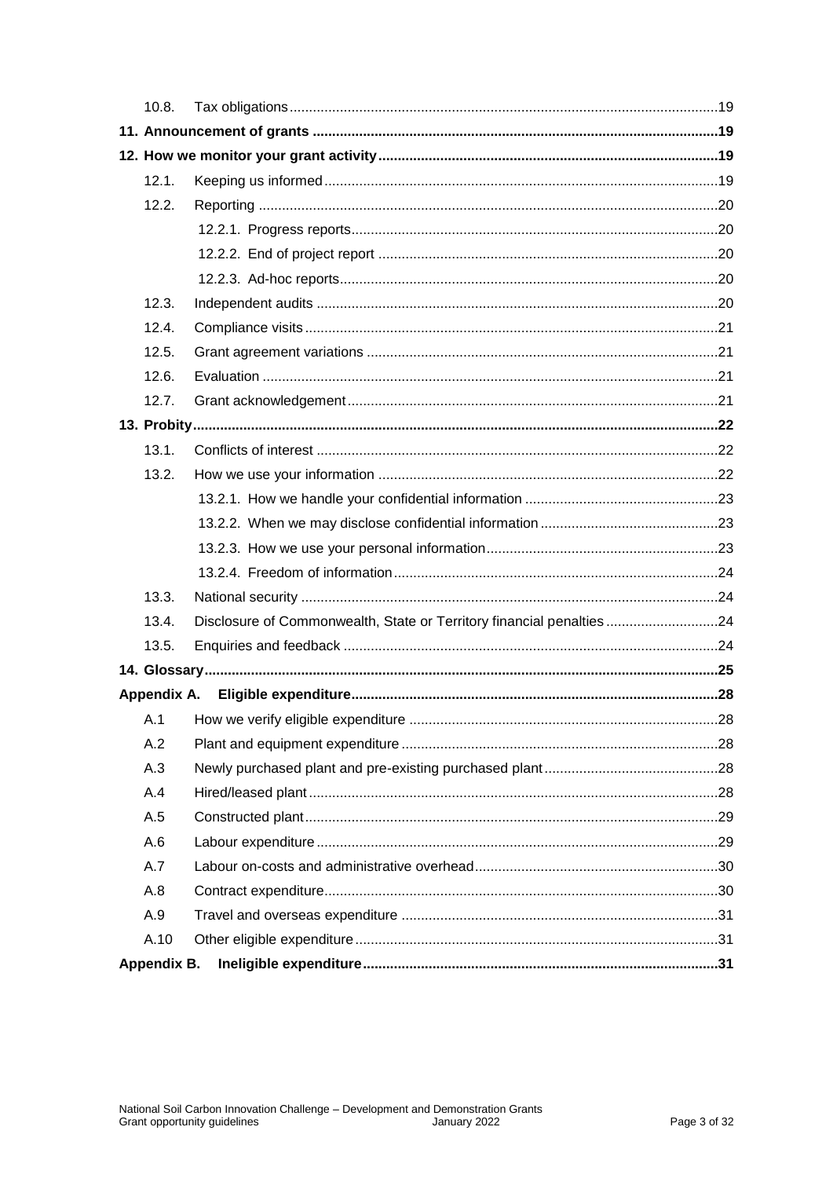| | | |
|---|---|---|
| 10.8. | Tax obligations | 19 |
| **11. Announcement of grants** | | **19** |
| **12. How we monitor your grant activity** | | **19** |
| 12.1. | Keeping us informed | 19 |
| 12.2. | Reporting | 20 |
| | 12.2.1. Progress reports | 20 |
| | 12.2.2. End of project report | 20 |
| | 12.2.3. Ad-hoc reports | 20 |
| 12.3. | Independent audits | 20 |
| 12.4. | Compliance visits | 21 |
| 12.5. | Grant agreement variations | 21 |
| 12.6. | Evaluation | 21 |
| 12.7. | Grant acknowledgement | 21 |
| **13. Probity** | | **22** |
| 13.1. | Conflicts of interest | 22 |
| 13.2. | How we use your information | 22 |
| | 13.2.1. How we handle your confidential information | 23 |
| | 13.2.2. When we may disclose confidential information | 23 |
| | 13.2.3. How we use your personal information | 23 |
| | 13.2.4. Freedom of information | 24 |
| 13.3. | National security | 24 |
| 13.4. | Disclosure of Commonwealth, State or Territory financial penalties | 24 |
| 13.5. | Enquiries and feedback | 24 |
| **14. Glossary** | | **25** |
| **Appendix A.** | **Eligible expenditure** | **28** |
| A.1 | How we verify eligible expenditure | 28 |
| A.2 | Plant and equipment expenditure | 28 |
| A.3 | Newly purchased plant and pre-existing purchased plant | 28 |
| A.4 | Hired/leased plant | 28 |
| A.5 | Constructed plant | 29 |
| A.6 | Labour expenditure | 29 |
| A.7 | Labour on-costs and administrative overhead | 30 |
| A.8 | Contract expenditure | 30 |
| A.9 | Travel and overseas expenditure | 31 |
| A.10 | Other eligible expenditure | 31 |
| **Appendix B.** | **Ineligible expenditure** | **31** |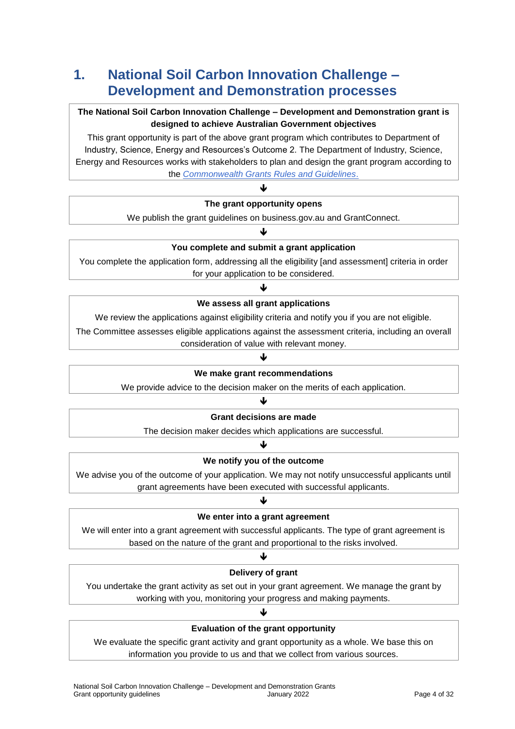# 1. National Soil Carbon Innovation Challenge – Development and Demonstration processes

**The National Soil Carbon Innovation Challenge – Development and Demonstration grant is designed to achieve Australian Government objectives**

This grant opportunity is part of the above grant program which contributes to Department of Industry, Science, Energy and Resources's Outcome 2. The Department of Industry, Science, Energy and Resources works with stakeholders to plan and design the grant program according to the *Commonwealth Grants Rules and Guidelines*.

↓

**The grant opportunity opens**

We publish the grant guidelines on business.gov.au and GrantConnect.

↓

**You complete and submit a grant application**

You complete the application form, addressing all the eligibility [and assessment] criteria in order for your application to be considered.

↓

**We assess all grant applications**

We review the applications against eligibility criteria and notify you if you are not eligible.

The Committee assesses eligible applications against the assessment criteria, including an overall consideration of value with relevant money.

↓

**We make grant recommendations**

We provide advice to the decision maker on the merits of each application.

↓

**Grant decisions are made**

The decision maker decides which applications are successful.

↓

**We notify you of the outcome**

We advise you of the outcome of your application. We may not notify unsuccessful applicants until grant agreements have been executed with successful applicants.

↓

**We enter into a grant agreement**

We will enter into a grant agreement with successful applicants. The type of grant agreement is based on the nature of the grant and proportional to the risks involved.

↓

**Delivery of grant**

You undertake the grant activity as set out in your grant agreement. We manage the grant by working with you, monitoring your progress and making payments.

↓

**Evaluation of the grant opportunity**

We evaluate the specific grant activity and grant opportunity as a whole. We base this on information you provide to us and that we collect from various sources.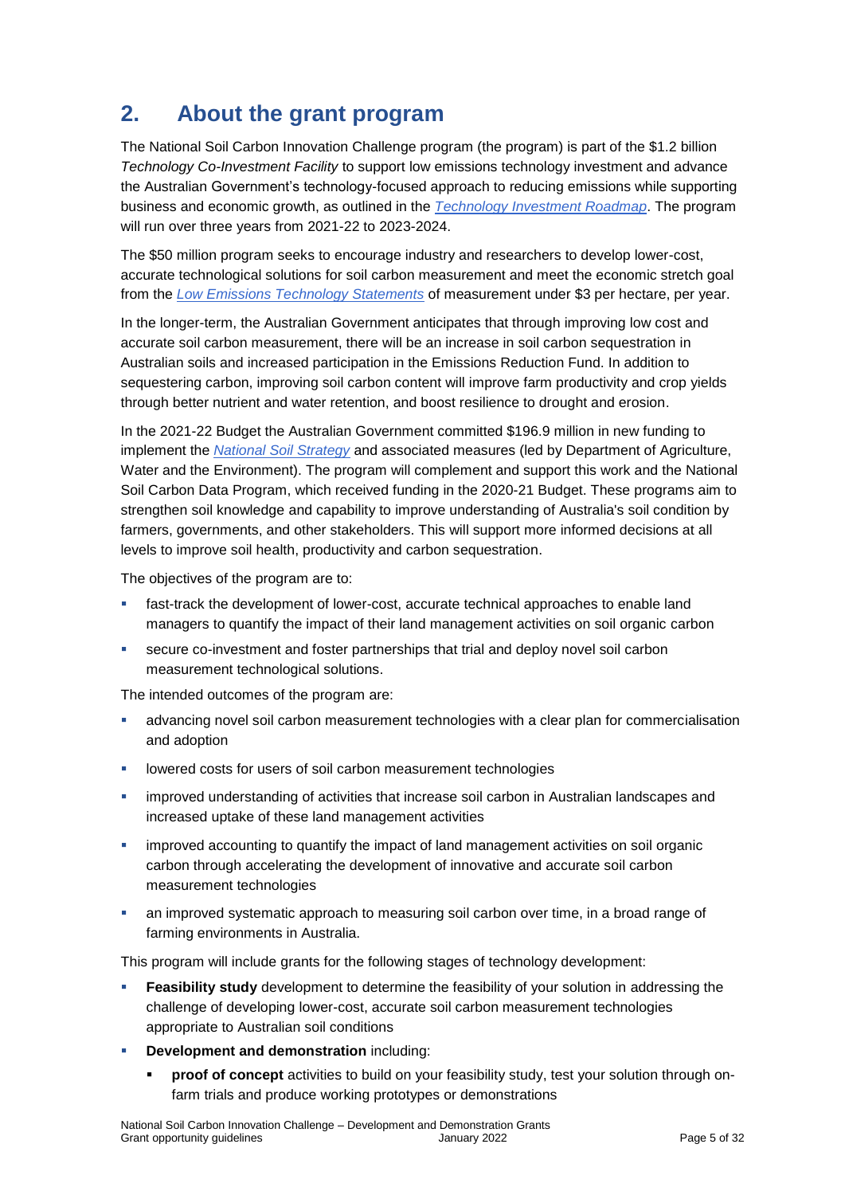## 2. About the grant program

The National Soil Carbon Innovation Challenge program (the program) is part of the $1.2 billion *Technology Co-Investment Facility* to support low emissions technology investment and advance the Australian Government's technology-focused approach to reducing emissions while supporting business and economic growth, as outlined in the *Technology Investment Roadmap*. The program will run over three years from 2021-22 to 2023-2024.

The $50 million program seeks to encourage industry and researchers to develop lower-cost, accurate technological solutions for soil carbon measurement and meet the economic stretch goal from the *Low Emissions Technology Statements* of measurement under $3 per hectare, per year.

In the longer-term, the Australian Government anticipates that through improving low cost and accurate soil carbon measurement, there will be an increase in soil carbon sequestration in Australian soils and increased participation in the Emissions Reduction Fund. In addition to sequestering carbon, improving soil carbon content will improve farm productivity and crop yields through better nutrient and water retention, and boost resilience to drought and erosion.

In the 2021-22 Budget the Australian Government committed $196.9 million in new funding to implement the *National Soil Strategy* and associated measures (led by Department of Agriculture, Water and the Environment). The program will complement and support this work and the National Soil Carbon Data Program, which received funding in the 2020-21 Budget. These programs aim to strengthen soil knowledge and capability to improve understanding of Australia's soil condition by farmers, governments, and other stakeholders. This will support more informed decisions at all levels to improve soil health, productivity and carbon sequestration.

The objectives of the program are to:

- fast-track the development of lower-cost, accurate technical approaches to enable land managers to quantify the impact of their land management activities on soil organic carbon
- secure co-investment and foster partnerships that trial and deploy novel soil carbon measurement technological solutions.

The intended outcomes of the program are:

- advancing novel soil carbon measurement technologies with a clear plan for commercialisation and adoption
- lowered costs for users of soil carbon measurement technologies
- improved understanding of activities that increase soil carbon in Australian landscapes and increased uptake of these land management activities
- improved accounting to quantify the impact of land management activities on soil organic carbon through accelerating the development of innovative and accurate soil carbon measurement technologies
- an improved systematic approach to measuring soil carbon over time, in a broad range of farming environments in Australia.

This program will include grants for the following stages of technology development:

- **Feasibility study** development to determine the feasibility of your solution in addressing the challenge of developing lower-cost, accurate soil carbon measurement technologies appropriate to Australian soil conditions
- **Development and demonstration** including:
  - **proof of concept** activities to build on your feasibility study, test your solution through on-farm trials and produce working prototypes or demonstrations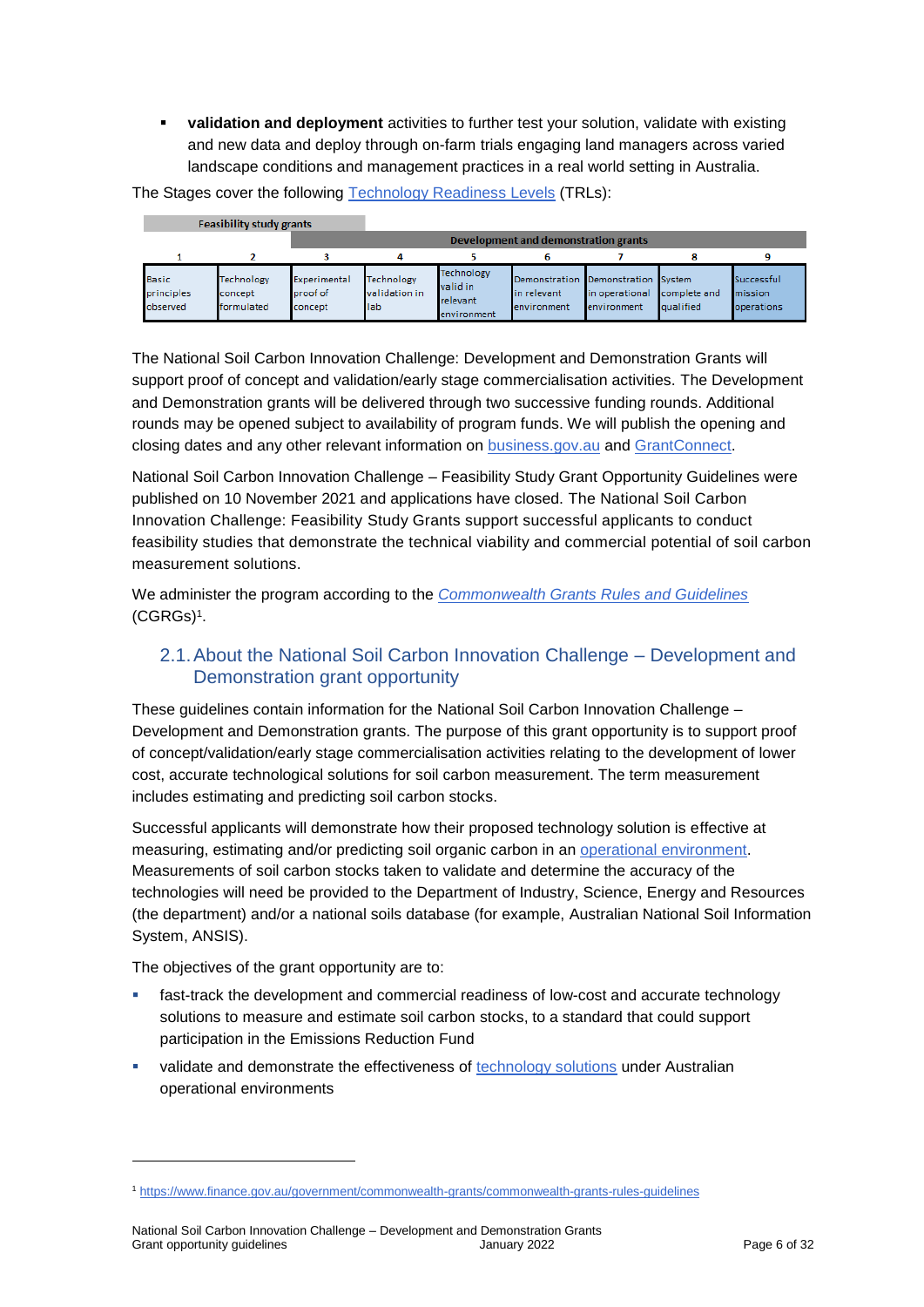- **validation and deployment** activities to further test your solution, validate with existing and new data and deploy through on-farm trials engaging land managers across varied landscape conditions and management practices in a real world setting in Australia.

The Stages cover the following Technology Readiness Levels (TRLs):

| Feasibility study grants | | | | | | | | |
|---|---|---|---|---|---|---|---|---|
| | | Development and demonstration grants | | | | | | |
| 1 | 2 | 3 | 4 | 5 | 6 | 7 | 8 | 9 |
| Basic principles observed | Technology concept formulated | Experimental proof of concept | Technology validation in lab | Technology valid in relevant environment | Demonstration in relevant environment | Demonstration in operational environment | System complete and qualified | Successful mission operations |

The National Soil Carbon Innovation Challenge: Development and Demonstration Grants will support proof of concept and validation/early stage commercialisation activities. The Development and Demonstration grants will be delivered through two successive funding rounds. Additional rounds may be opened subject to availability of program funds. We will publish the opening and closing dates and any other relevant information on business.gov.au and GrantConnect.

National Soil Carbon Innovation Challenge – Feasibility Study Grant Opportunity Guidelines were published on 10 November 2021 and applications have closed. The National Soil Carbon Innovation Challenge: Feasibility Study Grants support successful applicants to conduct feasibility studies that demonstrate the technical viability and commercial potential of soil carbon measurement solutions.

We administer the program according to the *Commonwealth Grants Rules and Guidelines* (CGRGs)[1].

## 2.1. About the National Soil Carbon Innovation Challenge – Development and Demonstration grant opportunity

These guidelines contain information for the National Soil Carbon Innovation Challenge – Development and Demonstration grants. The purpose of this grant opportunity is to support proof of concept/validation/early stage commercialisation activities relating to the development of lower cost, accurate technological solutions for soil carbon measurement. The term measurement includes estimating and predicting soil carbon stocks.

Successful applicants will demonstrate how their proposed technology solution is effective at measuring, estimating and/or predicting soil organic carbon in an operational environment. Measurements of soil carbon stocks taken to validate and determine the accuracy of the technologies will need be provided to the Department of Industry, Science, Energy and Resources (the department) and/or a national soils database (for example, Australian National Soil Information System, ANSIS).

The objectives of the grant opportunity are to:

- fast-track the development and commercial readiness of low-cost and accurate technology solutions to measure and estimate soil carbon stocks, to a standard that could support participation in the Emissions Reduction Fund
- validate and demonstrate the effectiveness of technology solutions under Australian operational environments

[1] https://www.finance.gov.au/government/commonwealth-grants/commonwealth-grants-rules-guidelines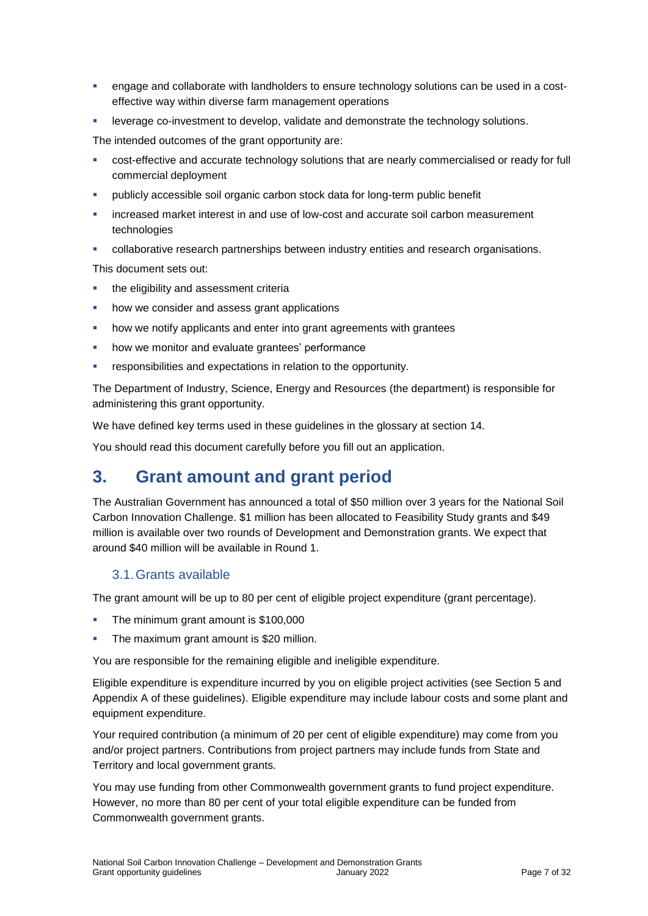- engage and collaborate with landholders to ensure technology solutions can be used in a cost-effective way within diverse farm management operations
- leverage co-investment to develop, validate and demonstrate the technology solutions.

The intended outcomes of the grant opportunity are:

- cost-effective and accurate technology solutions that are nearly commercialised or ready for full commercial deployment
- publicly accessible soil organic carbon stock data for long-term public benefit
- increased market interest in and use of low-cost and accurate soil carbon measurement technologies
- collaborative research partnerships between industry entities and research organisations.

This document sets out:

- the eligibility and assessment criteria
- how we consider and assess grant applications
- how we notify applicants and enter into grant agreements with grantees
- how we monitor and evaluate grantees' performance
- responsibilities and expectations in relation to the opportunity.

The Department of Industry, Science, Energy and Resources (the department) is responsible for administering this grant opportunity.

We have defined key terms used in these guidelines in the glossary at section 14.

You should read this document carefully before you fill out an application.

# 3. Grant amount and grant period

The Australian Government has announced a total of $50 million over 3 years for the National Soil Carbon Innovation Challenge. $1 million has been allocated to Feasibility Study grants and $49 million is available over two rounds of Development and Demonstration grants. We expect that around $40 million will be available in Round 1.

## 3.1. Grants available

The grant amount will be up to 80 per cent of eligible project expenditure (grant percentage).

- The minimum grant amount is $100,000
- The maximum grant amount is $20 million.

You are responsible for the remaining eligible and ineligible expenditure.

Eligible expenditure is expenditure incurred by you on eligible project activities (see Section 5 and Appendix A of these guidelines). Eligible expenditure may include labour costs and some plant and equipment expenditure.

Your required contribution (a minimum of 20 per cent of eligible expenditure) may come from you and/or project partners. Contributions from project partners may include funds from State and Territory and local government grants.

You may use funding from other Commonwealth government grants to fund project expenditure. However, no more than 80 per cent of your total eligible expenditure can be funded from Commonwealth government grants.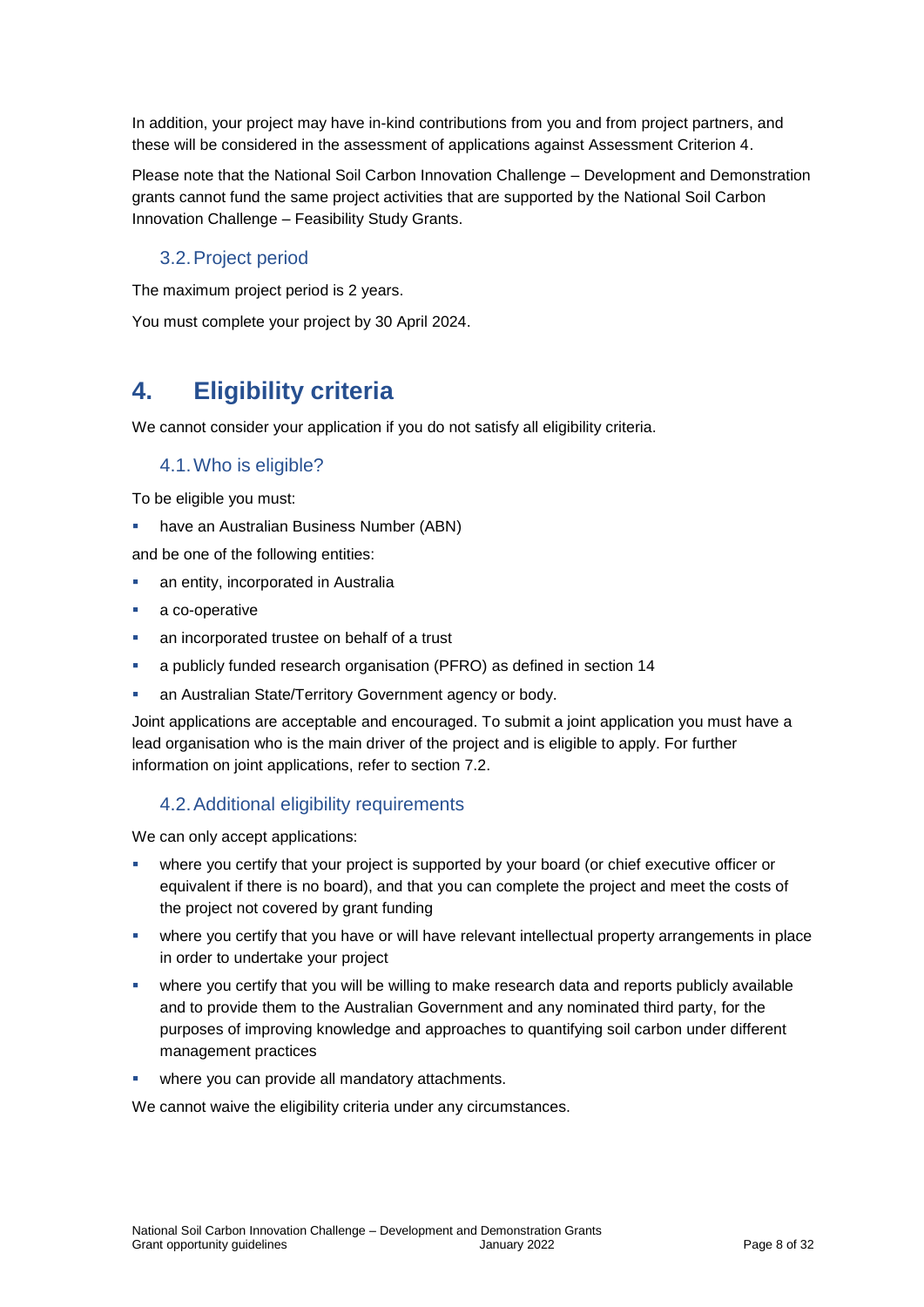In addition, your project may have in-kind contributions from you and from project partners, and these will be considered in the assessment of applications against Assessment Criterion 4.

Please note that the National Soil Carbon Innovation Challenge – Development and Demonstration grants cannot fund the same project activities that are supported by the National Soil Carbon Innovation Challenge – Feasibility Study Grants.

### 3.2. Project period

The maximum project period is 2 years.

You must complete your project by 30 April 2024.

## 4. Eligibility criteria

We cannot consider your application if you do not satisfy all eligibility criteria.

### 4.1. Who is eligible?

To be eligible you must:

- have an Australian Business Number (ABN)

and be one of the following entities:

- an entity, incorporated in Australia
- a co-operative
- an incorporated trustee on behalf of a trust
- a publicly funded research organisation (PFRO) as defined in section 14
- an Australian State/Territory Government agency or body.

Joint applications are acceptable and encouraged. To submit a joint application you must have a lead organisation who is the main driver of the project and is eligible to apply. For further information on joint applications, refer to section 7.2.

### 4.2. Additional eligibility requirements

We can only accept applications:

- where you certify that your project is supported by your board (or chief executive officer or equivalent if there is no board), and that you can complete the project and meet the costs of the project not covered by grant funding
- where you certify that you have or will have relevant intellectual property arrangements in place in order to undertake your project
- where you certify that you will be willing to make research data and reports publicly available and to provide them to the Australian Government and any nominated third party, for the purposes of improving knowledge and approaches to quantifying soil carbon under different management practices
- where you can provide all mandatory attachments.

We cannot waive the eligibility criteria under any circumstances.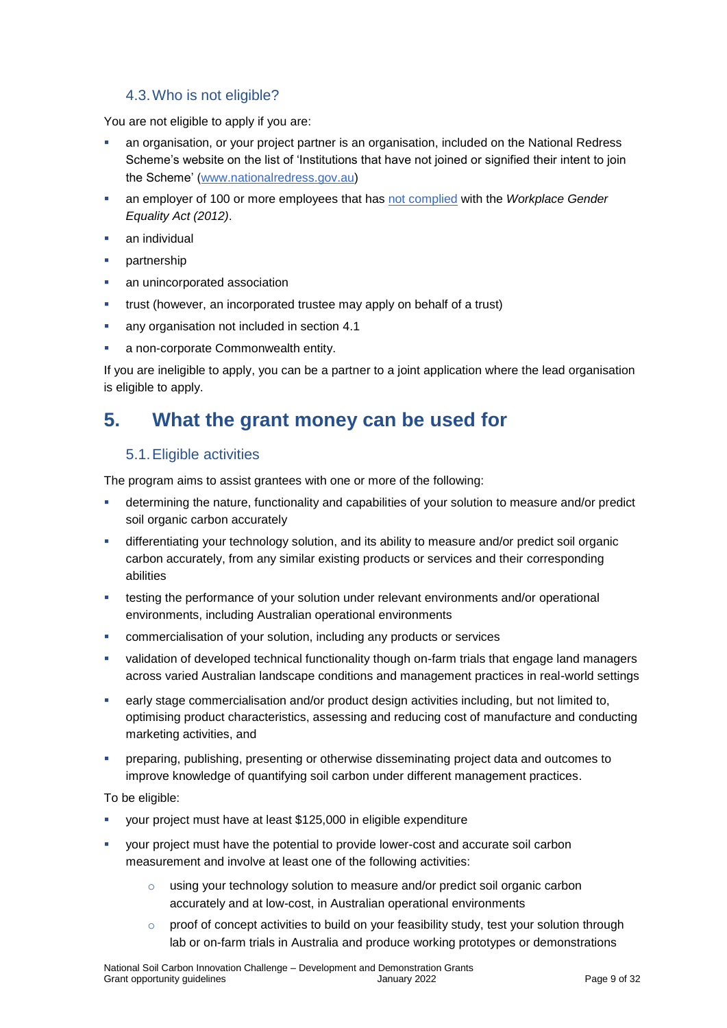### 4.3. Who is not eligible?

You are not eligible to apply if you are:

- an organisation, or your project partner is an organisation, included on the National Redress Scheme's website on the list of 'Institutions that have not joined or signified their intent to join the Scheme' ([www.nationalredress.gov.au](http://www.nationalredress.gov.au))
- an employer of 100 or more employees that has [not complied](https://www.wgea.gov.au/what-we-do/compliance-reporting/non-compliant-list) with the *Workplace Gender Equality Act (2012)*.
- an individual
- partnership
- an unincorporated association
- trust (however, an incorporated trustee may apply on behalf of a trust)
- any organisation not included in section 4.1
- a non-corporate Commonwealth entity.

If you are ineligible to apply, you can be a partner to a joint application where the lead organisation is eligible to apply.

## 5. What the grant money can be used for

### 5.1. Eligible activities

The program aims to assist grantees with one or more of the following:

- determining the nature, functionality and capabilities of your solution to measure and/or predict soil organic carbon accurately
- differentiating your technology solution, and its ability to measure and/or predict soil organic carbon accurately, from any similar existing products or services and their corresponding abilities
- testing the performance of your solution under relevant environments and/or operational environments, including Australian operational environments
- commercialisation of your solution, including any products or services
- validation of developed technical functionality though on-farm trials that engage land managers across varied Australian landscape conditions and management practices in real-world settings
- early stage commercialisation and/or product design activities including, but not limited to, optimising product characteristics, assessing and reducing cost of manufacture and conducting marketing activities, and
- preparing, publishing, presenting or otherwise disseminating project data and outcomes to improve knowledge of quantifying soil carbon under different management practices.

To be eligible:

- your project must have at least $125,000 in eligible expenditure
- your project must have the potential to provide lower-cost and accurate soil carbon measurement and involve at least one of the following activities:
  - using your technology solution to measure and/or predict soil organic carbon accurately and at low-cost, in Australian operational environments
  - proof of concept activities to build on your feasibility study, test your solution through lab or on-farm trials in Australia and produce working prototypes or demonstrations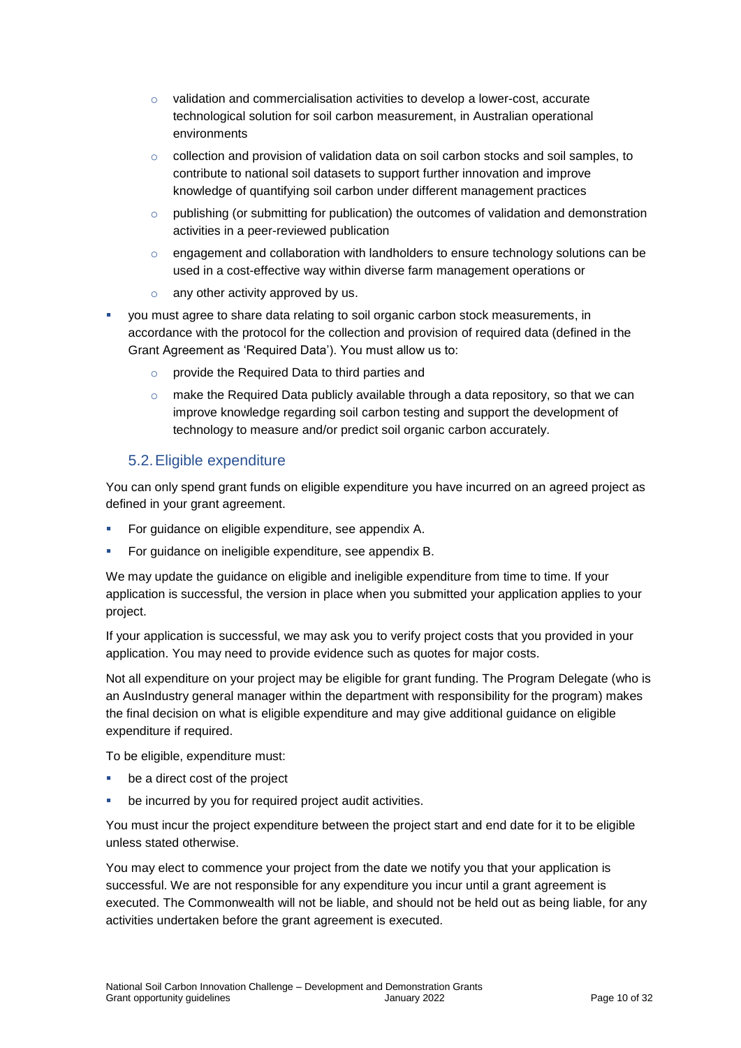- validation and commercialisation activities to develop a lower-cost, accurate technological solution for soil carbon measurement, in Australian operational environments
  - collection and provision of validation data on soil carbon stocks and soil samples, to contribute to national soil datasets to support further innovation and improve knowledge of quantifying soil carbon under different management practices
  - publishing (or submitting for publication) the outcomes of validation and demonstration activities in a peer-reviewed publication
  - engagement and collaboration with landholders to ensure technology solutions can be used in a cost-effective way within diverse farm management operations or
  - any other activity approved by us.
- you must agree to share data relating to soil organic carbon stock measurements, in accordance with the protocol for the collection and provision of required data (defined in the Grant Agreement as 'Required Data'). You must allow us to:
  - provide the Required Data to third parties and
  - make the Required Data publicly available through a data repository, so that we can improve knowledge regarding soil carbon testing and support the development of technology to measure and/or predict soil organic carbon accurately.

## 5.2. Eligible expenditure

You can only spend grant funds on eligible expenditure you have incurred on an agreed project as defined in your grant agreement.

- For guidance on eligible expenditure, see appendix A.
- For guidance on ineligible expenditure, see appendix B.

We may update the guidance on eligible and ineligible expenditure from time to time. If your application is successful, the version in place when you submitted your application applies to your project.

If your application is successful, we may ask you to verify project costs that you provided in your application. You may need to provide evidence such as quotes for major costs.

Not all expenditure on your project may be eligible for grant funding. The Program Delegate (who is an AusIndustry general manager within the department with responsibility for the program) makes the final decision on what is eligible expenditure and may give additional guidance on eligible expenditure if required.

To be eligible, expenditure must:

- be a direct cost of the project
- be incurred by you for required project audit activities.

You must incur the project expenditure between the project start and end date for it to be eligible unless stated otherwise.

You may elect to commence your project from the date we notify you that your application is successful. We are not responsible for any expenditure you incur until a grant agreement is executed. The Commonwealth will not be liable, and should not be held out as being liable, for any activities undertaken before the grant agreement is executed.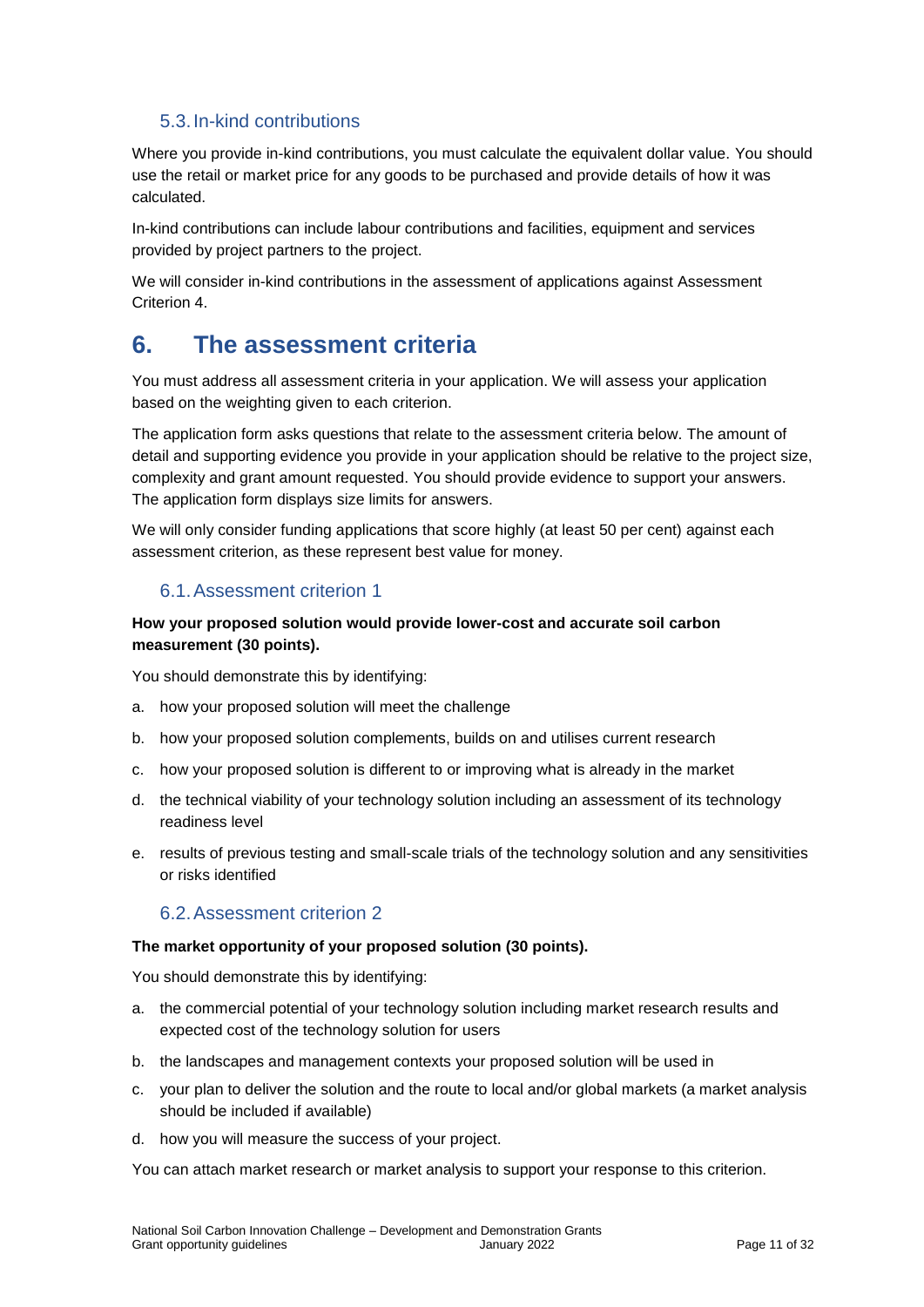### 5.3. In-kind contributions

Where you provide in-kind contributions, you must calculate the equivalent dollar value. You should use the retail or market price for any goods to be purchased and provide details of how it was calculated.

In-kind contributions can include labour contributions and facilities, equipment and services provided by project partners to the project.

We will consider in-kind contributions in the assessment of applications against Assessment Criterion 4.

## 6. The assessment criteria

You must address all assessment criteria in your application. We will assess your application based on the weighting given to each criterion.

The application form asks questions that relate to the assessment criteria below. The amount of detail and supporting evidence you provide in your application should be relative to the project size, complexity and grant amount requested. You should provide evidence to support your answers. The application form displays size limits for answers.

We will only consider funding applications that score highly (at least 50 per cent) against each assessment criterion, as these represent best value for money.

### 6.1. Assessment criterion 1

**How your proposed solution would provide lower-cost and accurate soil carbon measurement (30 points).**

You should demonstrate this by identifying:

a. how your proposed solution will meet the challenge
b. how your proposed solution complements, builds on and utilises current research
c. how your proposed solution is different to or improving what is already in the market
d. the technical viability of your technology solution including an assessment of its technology readiness level
e. results of previous testing and small-scale trials of the technology solution and any sensitivities or risks identified

### 6.2. Assessment criterion 2

**The market opportunity of your proposed solution (30 points).**

You should demonstrate this by identifying:

a. the commercial potential of your technology solution including market research results and expected cost of the technology solution for users
b. the landscapes and management contexts your proposed solution will be used in
c. your plan to deliver the solution and the route to local and/or global markets (a market analysis should be included if available)
d. how you will measure the success of your project.

You can attach market research or market analysis to support your response to this criterion.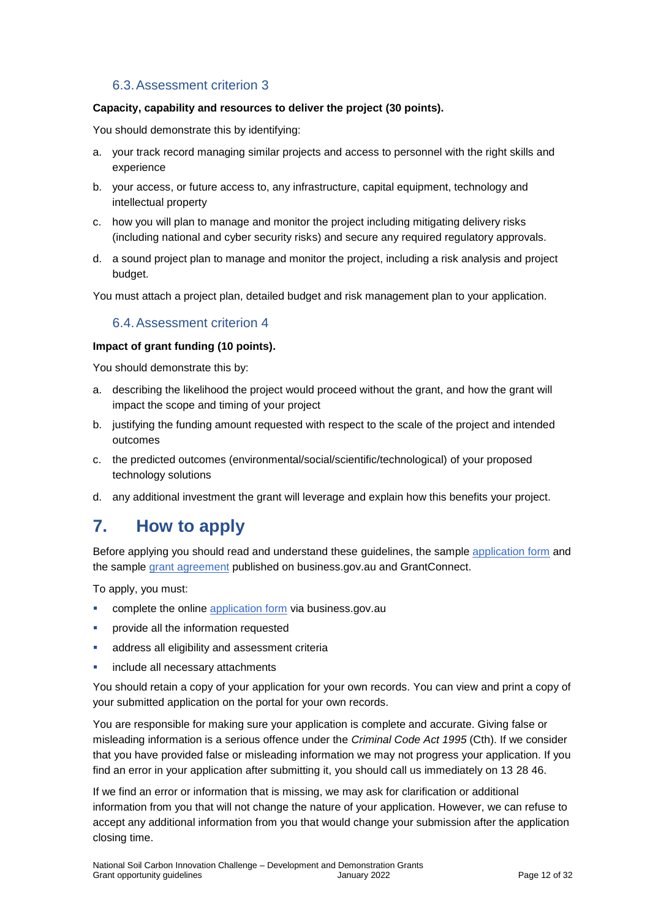### 6.3. Assessment criterion 3

**Capacity, capability and resources to deliver the project (30 points).**

You should demonstrate this by identifying:

a. your track record managing similar projects and access to personnel with the right skills and experience
b. your access, or future access to, any infrastructure, capital equipment, technology and intellectual property
c. how you will plan to manage and monitor the project including mitigating delivery risks (including national and cyber security risks) and secure any required regulatory approvals.
d. a sound project plan to manage and monitor the project, including a risk analysis and project budget.

You must attach a project plan, detailed budget and risk management plan to your application.

### 6.4. Assessment criterion 4

**Impact of grant funding (10 points).**

You should demonstrate this by:

a. describing the likelihood the project would proceed without the grant, and how the grant will impact the scope and timing of your project
b. justifying the funding amount requested with respect to the scale of the project and intended outcomes
c. the predicted outcomes (environmental/social/scientific/technological) of your proposed technology solutions
d. any additional investment the grant will leverage and explain how this benefits your project.

## 7. How to apply

Before applying you should read and understand these guidelines, the sample application form and the sample grant agreement published on business.gov.au and GrantConnect.

To apply, you must:

- complete the online application form via business.gov.au
- provide all the information requested
- address all eligibility and assessment criteria
- include all necessary attachments

You should retain a copy of your application for your own records. You can view and print a copy of your submitted application on the portal for your own records.

You are responsible for making sure your application is complete and accurate. Giving false or misleading information is a serious offence under the *Criminal Code Act 1995* (Cth). If we consider that you have provided false or misleading information we may not progress your application. If you find an error in your application after submitting it, you should call us immediately on 13 28 46.

If we find an error or information that is missing, we may ask for clarification or additional information from you that will not change the nature of your application. However, we can refuse to accept any additional information from you that would change your submission after the application closing time.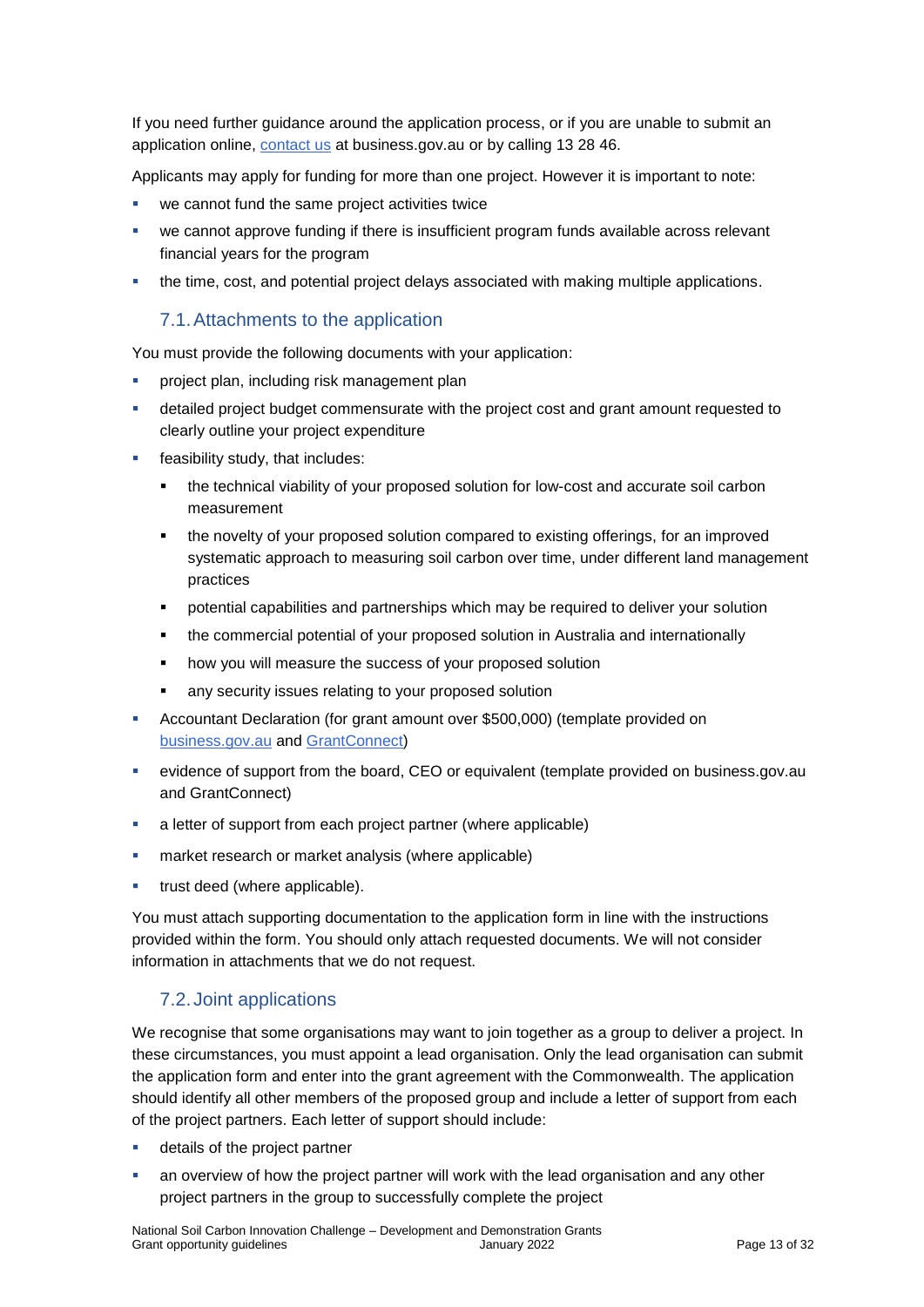If you need further guidance around the application process, or if you are unable to submit an application online, [contact us](https://business.gov.au/contact-us) at business.gov.au or by calling 13 28 46.

Applicants may apply for funding for more than one project. However it is important to note:

- we cannot fund the same project activities twice
- we cannot approve funding if there is insufficient program funds available across relevant financial years for the program
- the time, cost, and potential project delays associated with making multiple applications.

## 7.1. Attachments to the application

You must provide the following documents with your application:

- project plan, including risk management plan
- detailed project budget commensurate with the project cost and grant amount requested to clearly outline your project expenditure
- feasibility study, that includes:
  - the technical viability of your proposed solution for low-cost and accurate soil carbon measurement
  - the novelty of your proposed solution compared to existing offerings, for an improved systematic approach to measuring soil carbon over time, under different land management practices
  - potential capabilities and partnerships which may be required to deliver your solution
  - the commercial potential of your proposed solution in Australia and internationally
  - how you will measure the success of your proposed solution
  - any security issues relating to your proposed solution
- Accountant Declaration (for grant amount over $500,000) (template provided on business.gov.au and GrantConnect)
- evidence of support from the board, CEO or equivalent (template provided on business.gov.au and GrantConnect)
- a letter of support from each project partner (where applicable)
- market research or market analysis (where applicable)
- trust deed (where applicable).

You must attach supporting documentation to the application form in line with the instructions provided within the form. You should only attach requested documents. We will not consider information in attachments that we do not request.

## 7.2. Joint applications

We recognise that some organisations may want to join together as a group to deliver a project. In these circumstances, you must appoint a lead organisation. Only the lead organisation can submit the application form and enter into the grant agreement with the Commonwealth. The application should identify all other members of the proposed group and include a letter of support from each of the project partners. Each letter of support should include:

- details of the project partner
- an overview of how the project partner will work with the lead organisation and any other project partners in the group to successfully complete the project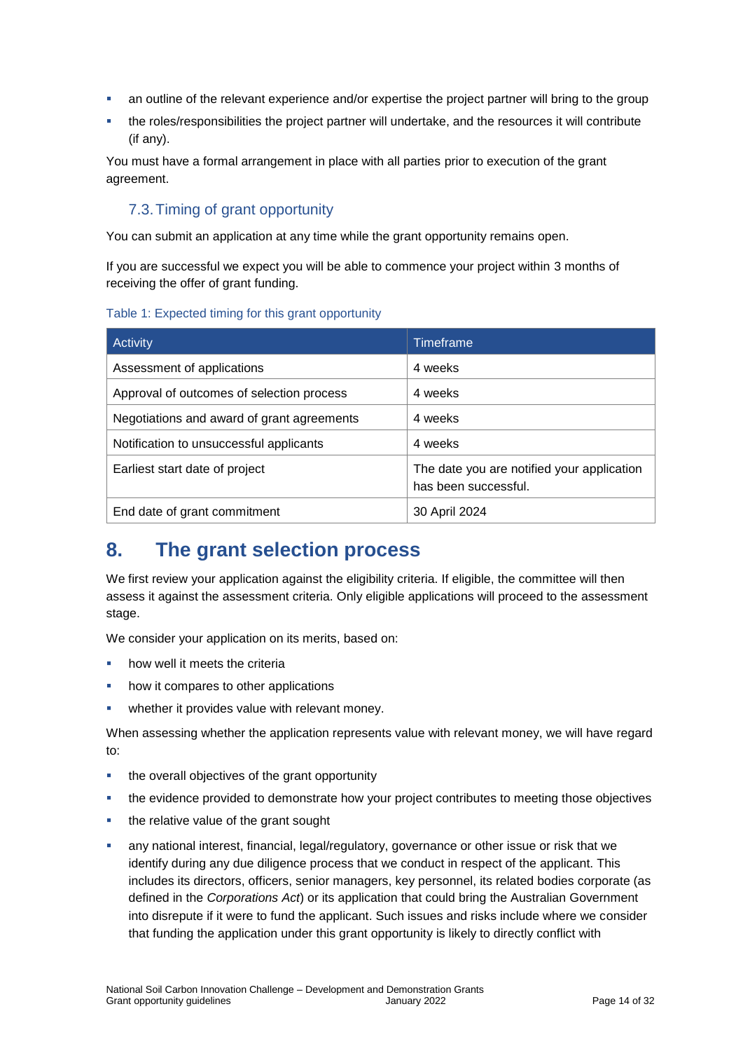- an outline of the relevant experience and/or expertise the project partner will bring to the group
- the roles/responsibilities the project partner will undertake, and the resources it will contribute (if any).

You must have a formal arrangement in place with all parties prior to execution of the grant agreement.

### 7.3. Timing of grant opportunity

You can submit an application at any time while the grant opportunity remains open.

If you are successful we expect you will be able to commence your project within 3 months of receiving the offer of grant funding.

Table 1: Expected timing for this grant opportunity

| Activity | Timeframe |
|---|---|
| Assessment of applications | 4 weeks |
| Approval of outcomes of selection process | 4 weeks |
| Negotiations and award of grant agreements | 4 weeks |
| Notification to unsuccessful applicants | 4 weeks |
| Earliest start date of project | The date you are notified your application has been successful. |
| End date of grant commitment | 30 April 2024 |

## 8. The grant selection process

We first review your application against the eligibility criteria. If eligible, the committee will then assess it against the assessment criteria. Only eligible applications will proceed to the assessment stage.

We consider your application on its merits, based on:

- how well it meets the criteria
- how it compares to other applications
- whether it provides value with relevant money.

When assessing whether the application represents value with relevant money, we will have regard to:

- the overall objectives of the grant opportunity
- the evidence provided to demonstrate how your project contributes to meeting those objectives
- the relative value of the grant sought
- any national interest, financial, legal/regulatory, governance or other issue or risk that we identify during any due diligence process that we conduct in respect of the applicant. This includes its directors, officers, senior managers, key personnel, its related bodies corporate (as defined in the *Corporations Act*) or its application that could bring the Australian Government into disrepute if it were to fund the applicant. Such issues and risks include where we consider that funding the application under this grant opportunity is likely to directly conflict with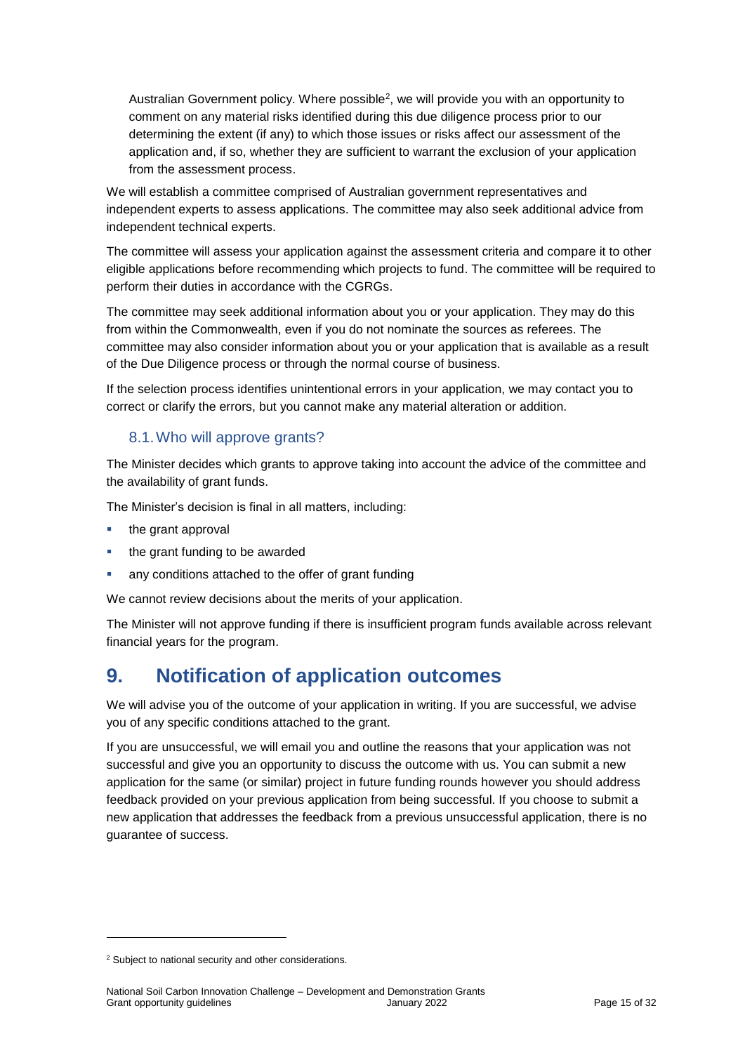Australian Government policy. Where possible[2], we will provide you with an opportunity to comment on any material risks identified during this due diligence process prior to our determining the extent (if any) to which those issues or risks affect our assessment of the application and, if so, whether they are sufficient to warrant the exclusion of your application from the assessment process.

We will establish a committee comprised of Australian government representatives and independent experts to assess applications. The committee may also seek additional advice from independent technical experts.

The committee will assess your application against the assessment criteria and compare it to other eligible applications before recommending which projects to fund. The committee will be required to perform their duties in accordance with the CGRGs.

The committee may seek additional information about you or your application. They may do this from within the Commonwealth, even if you do not nominate the sources as referees. The committee may also consider information about you or your application that is available as a result of the Due Diligence process or through the normal course of business.

If the selection process identifies unintentional errors in your application, we may contact you to correct or clarify the errors, but you cannot make any material alteration or addition.

### 8.1. Who will approve grants?

The Minister decides which grants to approve taking into account the advice of the committee and the availability of grant funds.

The Minister's decision is final in all matters, including:

- the grant approval
- the grant funding to be awarded
- any conditions attached to the offer of grant funding

We cannot review decisions about the merits of your application.

The Minister will not approve funding if there is insufficient program funds available across relevant financial years for the program.

## 9. Notification of application outcomes

We will advise you of the outcome of your application in writing. If you are successful, we advise you of any specific conditions attached to the grant.

If you are unsuccessful, we will email you and outline the reasons that your application was not successful and give you an opportunity to discuss the outcome with us. You can submit a new application for the same (or similar) project in future funding rounds however you should address feedback provided on your previous application from being successful. If you choose to submit a new application that addresses the feedback from a previous unsuccessful application, there is no guarantee of success.

---

[2] Subject to national security and other considerations.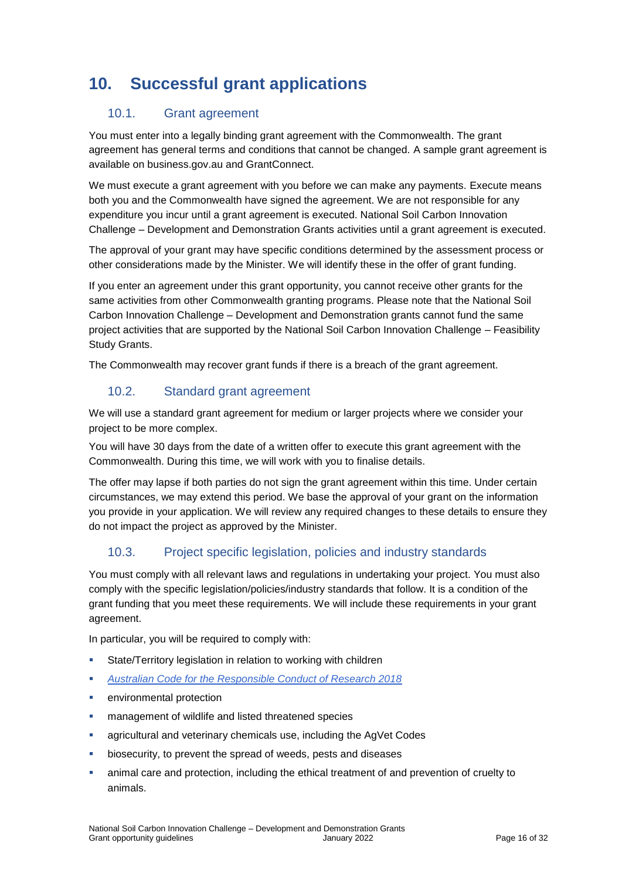# 10. Successful grant applications

## 10.1. Grant agreement

You must enter into a legally binding grant agreement with the Commonwealth. The grant agreement has general terms and conditions that cannot be changed. A sample grant agreement is available on business.gov.au and GrantConnect.

We must execute a grant agreement with you before we can make any payments. Execute means both you and the Commonwealth have signed the agreement. We are not responsible for any expenditure you incur until a grant agreement is executed. National Soil Carbon Innovation Challenge – Development and Demonstration Grants activities until a grant agreement is executed.

The approval of your grant may have specific conditions determined by the assessment process or other considerations made by the Minister. We will identify these in the offer of grant funding.

If you enter an agreement under this grant opportunity, you cannot receive other grants for the same activities from other Commonwealth granting programs. Please note that the National Soil Carbon Innovation Challenge – Development and Demonstration grants cannot fund the same project activities that are supported by the National Soil Carbon Innovation Challenge – Feasibility Study Grants.

The Commonwealth may recover grant funds if there is a breach of the grant agreement.

## 10.2. Standard grant agreement

We will use a standard grant agreement for medium or larger projects where we consider your project to be more complex.

You will have 30 days from the date of a written offer to execute this grant agreement with the Commonwealth. During this time, we will work with you to finalise details.

The offer may lapse if both parties do not sign the grant agreement within this time. Under certain circumstances, we may extend this period. We base the approval of your grant on the information you provide in your application. We will review any required changes to these details to ensure they do not impact the project as approved by the Minister.

## 10.3. Project specific legislation, policies and industry standards

You must comply with all relevant laws and regulations in undertaking your project. You must also comply with the specific legislation/policies/industry standards that follow. It is a condition of the grant funding that you meet these requirements. We will include these requirements in your grant agreement.

In particular, you will be required to comply with:

- State/Territory legislation in relation to working with children
- *Australian Code for the Responsible Conduct of Research 2018*
- environmental protection
- management of wildlife and listed threatened species
- agricultural and veterinary chemicals use, including the AgVet Codes
- biosecurity, to prevent the spread of weeds, pests and diseases
- animal care and protection, including the ethical treatment of and prevention of cruelty to animals.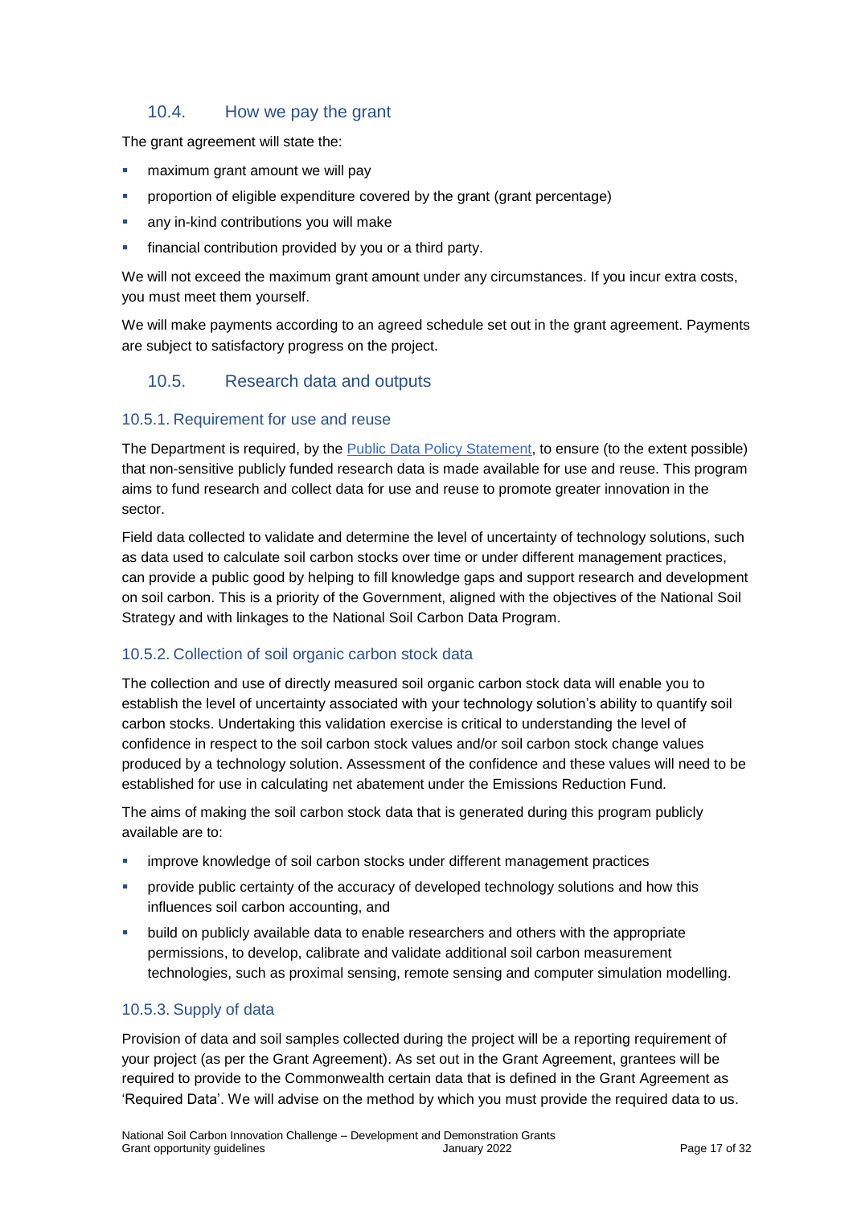## 10.4. How we pay the grant

The grant agreement will state the:

- maximum grant amount we will pay
- proportion of eligible expenditure covered by the grant (grant percentage)
- any in-kind contributions you will make
- financial contribution provided by you or a third party.

We will not exceed the maximum grant amount under any circumstances. If you incur extra costs, you must meet them yourself.

We will make payments according to an agreed schedule set out in the grant agreement. Payments are subject to satisfactory progress on the project.

## 10.5. Research data and outputs

### 10.5.1. Requirement for use and reuse

The Department is required, by the [Public Data Policy Statement](), to ensure (to the extent possible) that non-sensitive publicly funded research data is made available for use and reuse. This program aims to fund research and collect data for use and reuse to promote greater innovation in the sector.

Field data collected to validate and determine the level of uncertainty of technology solutions, such as data used to calculate soil carbon stocks over time or under different management practices, can provide a public good by helping to fill knowledge gaps and support research and development on soil carbon. This is a priority of the Government, aligned with the objectives of the National Soil Strategy and with linkages to the National Soil Carbon Data Program.

### 10.5.2. Collection of soil organic carbon stock data

The collection and use of directly measured soil organic carbon stock data will enable you to establish the level of uncertainty associated with your technology solution's ability to quantify soil carbon stocks. Undertaking this validation exercise is critical to understanding the level of confidence in respect to the soil carbon stock values and/or soil carbon stock change values produced by a technology solution. Assessment of the confidence and these values will need to be established for use in calculating net abatement under the Emissions Reduction Fund.

The aims of making the soil carbon stock data that is generated during this program publicly available are to:

- improve knowledge of soil carbon stocks under different management practices
- provide public certainty of the accuracy of developed technology solutions and how this influences soil carbon accounting, and
- build on publicly available data to enable researchers and others with the appropriate permissions, to develop, calibrate and validate additional soil carbon measurement technologies, such as proximal sensing, remote sensing and computer simulation modelling.

### 10.5.3. Supply of data

Provision of data and soil samples collected during the project will be a reporting requirement of your project (as per the Grant Agreement). As set out in the Grant Agreement, grantees will be required to provide to the Commonwealth certain data that is defined in the Grant Agreement as 'Required Data'. We will advise on the method by which you must provide the required data to us.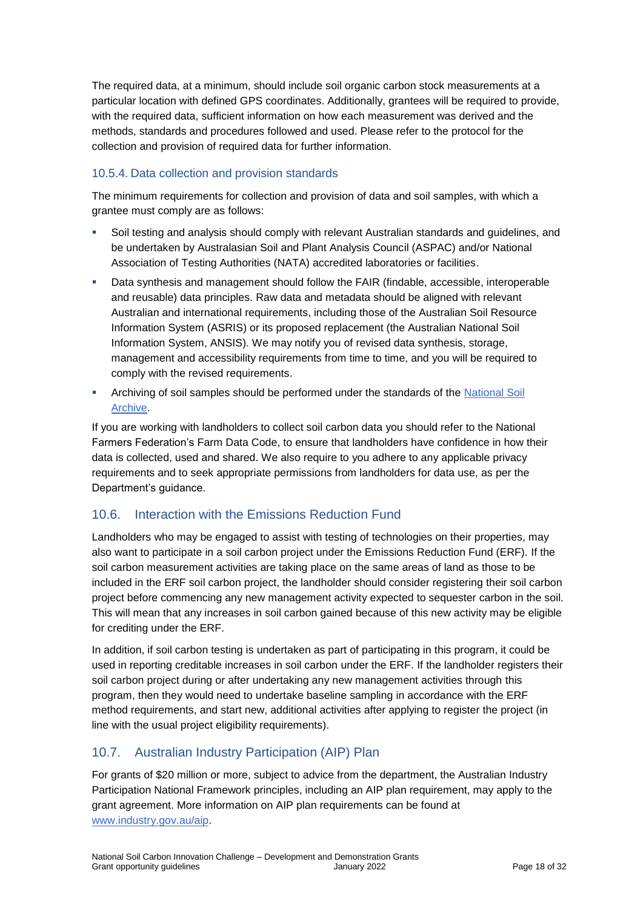The required data, at a minimum, should include soil organic carbon stock measurements at a particular location with defined GPS coordinates. Additionally, grantees will be required to provide, with the required data, sufficient information on how each measurement was derived and the methods, standards and procedures followed and used. Please refer to the protocol for the collection and provision of required data for further information.

#### 10.5.4. Data collection and provision standards

The minimum requirements for collection and provision of data and soil samples, with which a grantee must comply are as follows:

- Soil testing and analysis should comply with relevant Australian standards and guidelines, and be undertaken by Australasian Soil and Plant Analysis Council (ASPAC) and/or National Association of Testing Authorities (NATA) accredited laboratories or facilities.
- Data synthesis and management should follow the FAIR (findable, accessible, interoperable and reusable) data principles. Raw data and metadata should be aligned with relevant Australian and international requirements, including those of the Australian Soil Resource Information System (ASRIS) or its proposed replacement (the Australian National Soil Information System, ANSIS). We may notify you of revised data synthesis, storage, management and accessibility requirements from time to time, and you will be required to comply with the revised requirements.
- Archiving of soil samples should be performed under the standards of the [National Soil Archive](National Soil Archive).

If you are working with landholders to collect soil carbon data you should refer to the National Farmers Federation's Farm Data Code, to ensure that landholders have confidence in how their data is collected, used and shared. We also require to you adhere to any applicable privacy requirements and to seek appropriate permissions from landholders for data use, as per the Department's guidance.

### 10.6. Interaction with the Emissions Reduction Fund

Landholders who may be engaged to assist with testing of technologies on their properties, may also want to participate in a soil carbon project under the Emissions Reduction Fund (ERF). If the soil carbon measurement activities are taking place on the same areas of land as those to be included in the ERF soil carbon project, the landholder should consider registering their soil carbon project before commencing any new management activity expected to sequester carbon in the soil. This will mean that any increases in soil carbon gained because of this new activity may be eligible for crediting under the ERF.

In addition, if soil carbon testing is undertaken as part of participating in this program, it could be used in reporting creditable increases in soil carbon under the ERF. If the landholder registers their soil carbon project during or after undertaking any new management activities through this program, then they would need to undertake baseline sampling in accordance with the ERF method requirements, and start new, additional activities after applying to register the project (in line with the usual project eligibility requirements).

### 10.7. Australian Industry Participation (AIP) Plan

For grants of $20 million or more, subject to advice from the department, the Australian Industry Participation National Framework principles, including an AIP plan requirement, may apply to the grant agreement. More information on AIP plan requirements can be found at [www.industry.gov.au/aip](www.industry.gov.au/aip).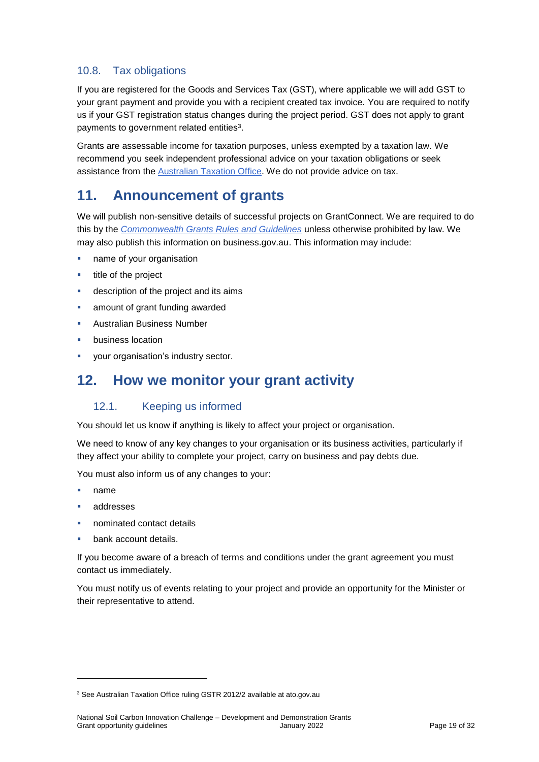### 10.8. Tax obligations

If you are registered for the Goods and Services Tax (GST), where applicable we will add GST to your grant payment and provide you with a recipient created tax invoice. You are required to notify us if your GST registration status changes during the project period. GST does not apply to grant payments to government related entities[3].

Grants are assessable income for taxation purposes, unless exempted by a taxation law. We recommend you seek independent professional advice on your taxation obligations or seek assistance from the Australian Taxation Office. We do not provide advice on tax.

## 11. Announcement of grants

We will publish non-sensitive details of successful projects on GrantConnect. We are required to do this by the *Commonwealth Grants Rules and Guidelines* unless otherwise prohibited by law. We may also publish this information on business.gov.au. This information may include:

- name of your organisation
- title of the project
- description of the project and its aims
- amount of grant funding awarded
- Australian Business Number
- business location
- your organisation's industry sector.

## 12. How we monitor your grant activity

### 12.1. Keeping us informed

You should let us know if anything is likely to affect your project or organisation.

We need to know of any key changes to your organisation or its business activities, particularly if they affect your ability to complete your project, carry on business and pay debts due.

You must also inform us of any changes to your:

- name
- addresses
- nominated contact details
- bank account details.

If you become aware of a breach of terms and conditions under the grant agreement you must contact us immediately.

You must notify us of events relating to your project and provide an opportunity for the Minister or their representative to attend.

---

[3] See Australian Taxation Office ruling GSTR 2012/2 available at ato.gov.au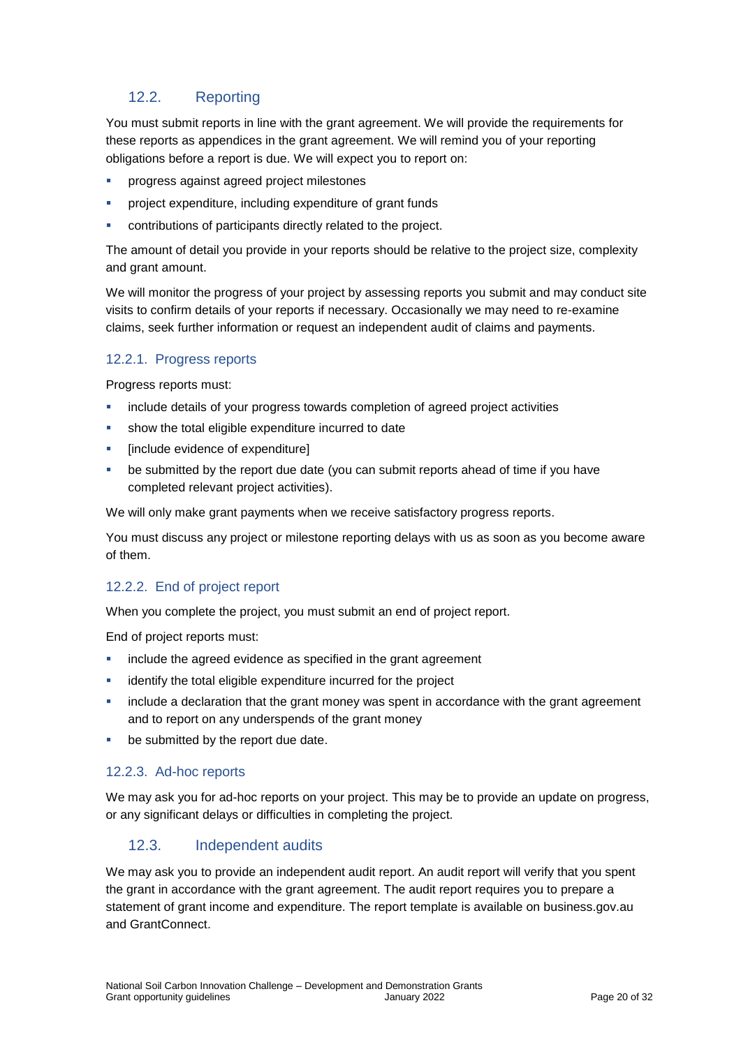## 12.2. Reporting

You must submit reports in line with the grant agreement. We will provide the requirements for these reports as appendices in the grant agreement. We will remind you of your reporting obligations before a report is due. We will expect you to report on:

- progress against agreed project milestones
- project expenditure, including expenditure of grant funds
- contributions of participants directly related to the project.

The amount of detail you provide in your reports should be relative to the project size, complexity and grant amount.

We will monitor the progress of your project by assessing reports you submit and may conduct site visits to confirm details of your reports if necessary. Occasionally we may need to re-examine claims, seek further information or request an independent audit of claims and payments.

### 12.2.1. Progress reports

Progress reports must:

- include details of your progress towards completion of agreed project activities
- show the total eligible expenditure incurred to date
- [include evidence of expenditure]
- be submitted by the report due date (you can submit reports ahead of time if you have completed relevant project activities).

We will only make grant payments when we receive satisfactory progress reports.

You must discuss any project or milestone reporting delays with us as soon as you become aware of them.

### 12.2.2. End of project report

When you complete the project, you must submit an end of project report.

End of project reports must:

- include the agreed evidence as specified in the grant agreement
- identify the total eligible expenditure incurred for the project
- include a declaration that the grant money was spent in accordance with the grant agreement and to report on any underspends of the grant money
- be submitted by the report due date.

### 12.2.3. Ad-hoc reports

We may ask you for ad-hoc reports on your project. This may be to provide an update on progress, or any significant delays or difficulties in completing the project.

## 12.3. Independent audits

We may ask you to provide an independent audit report. An audit report will verify that you spent the grant in accordance with the grant agreement. The audit report requires you to prepare a statement of grant income and expenditure. The report template is available on business.gov.au and GrantConnect.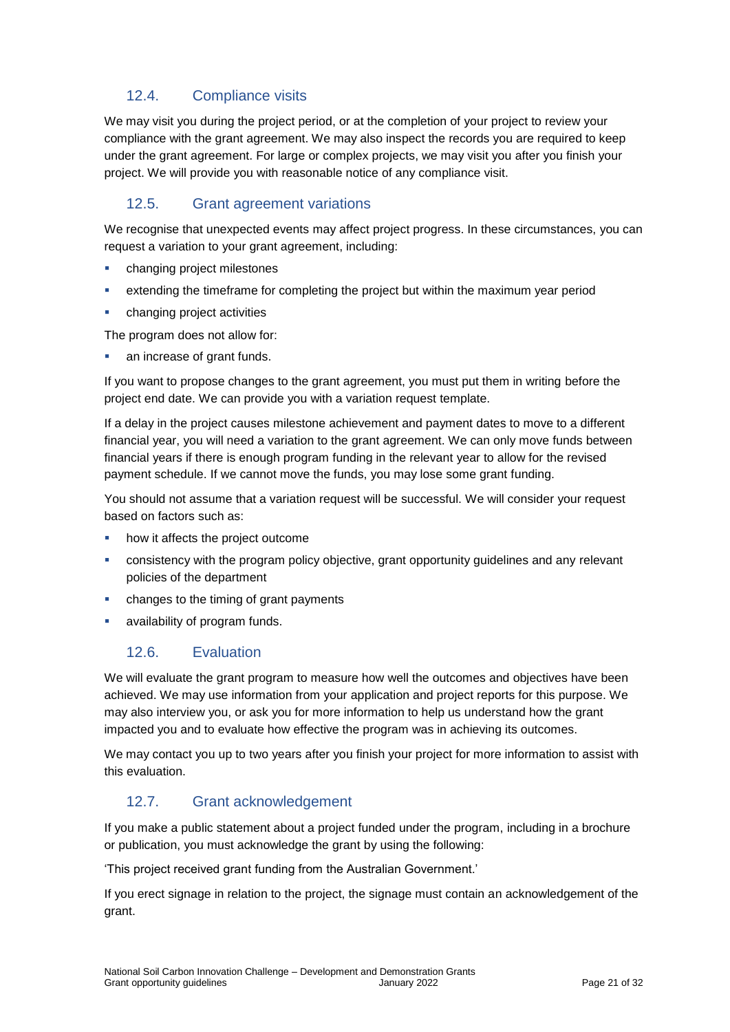### 12.4. Compliance visits

We may visit you during the project period, or at the completion of your project to review your compliance with the grant agreement. We may also inspect the records you are required to keep under the grant agreement. For large or complex projects, we may visit you after you finish your project. We will provide you with reasonable notice of any compliance visit.

### 12.5. Grant agreement variations

We recognise that unexpected events may affect project progress. In these circumstances, you can request a variation to your grant agreement, including:

- changing project milestones
- extending the timeframe for completing the project but within the maximum year period
- changing project activities

The program does not allow for:

- an increase of grant funds.

If you want to propose changes to the grant agreement, you must put them in writing before the project end date. We can provide you with a variation request template.

If a delay in the project causes milestone achievement and payment dates to move to a different financial year, you will need a variation to the grant agreement. We can only move funds between financial years if there is enough program funding in the relevant year to allow for the revised payment schedule. If we cannot move the funds, you may lose some grant funding.

You should not assume that a variation request will be successful. We will consider your request based on factors such as:

- how it affects the project outcome
- consistency with the program policy objective, grant opportunity guidelines and any relevant policies of the department
- changes to the timing of grant payments
- availability of program funds.

### 12.6. Evaluation

We will evaluate the grant program to measure how well the outcomes and objectives have been achieved. We may use information from your application and project reports for this purpose. We may also interview you, or ask you for more information to help us understand how the grant impacted you and to evaluate how effective the program was in achieving its outcomes.

We may contact you up to two years after you finish your project for more information to assist with this evaluation.

### 12.7. Grant acknowledgement

If you make a public statement about a project funded under the program, including in a brochure or publication, you must acknowledge the grant by using the following:

'This project received grant funding from the Australian Government.'

If you erect signage in relation to the project, the signage must contain an acknowledgement of the grant.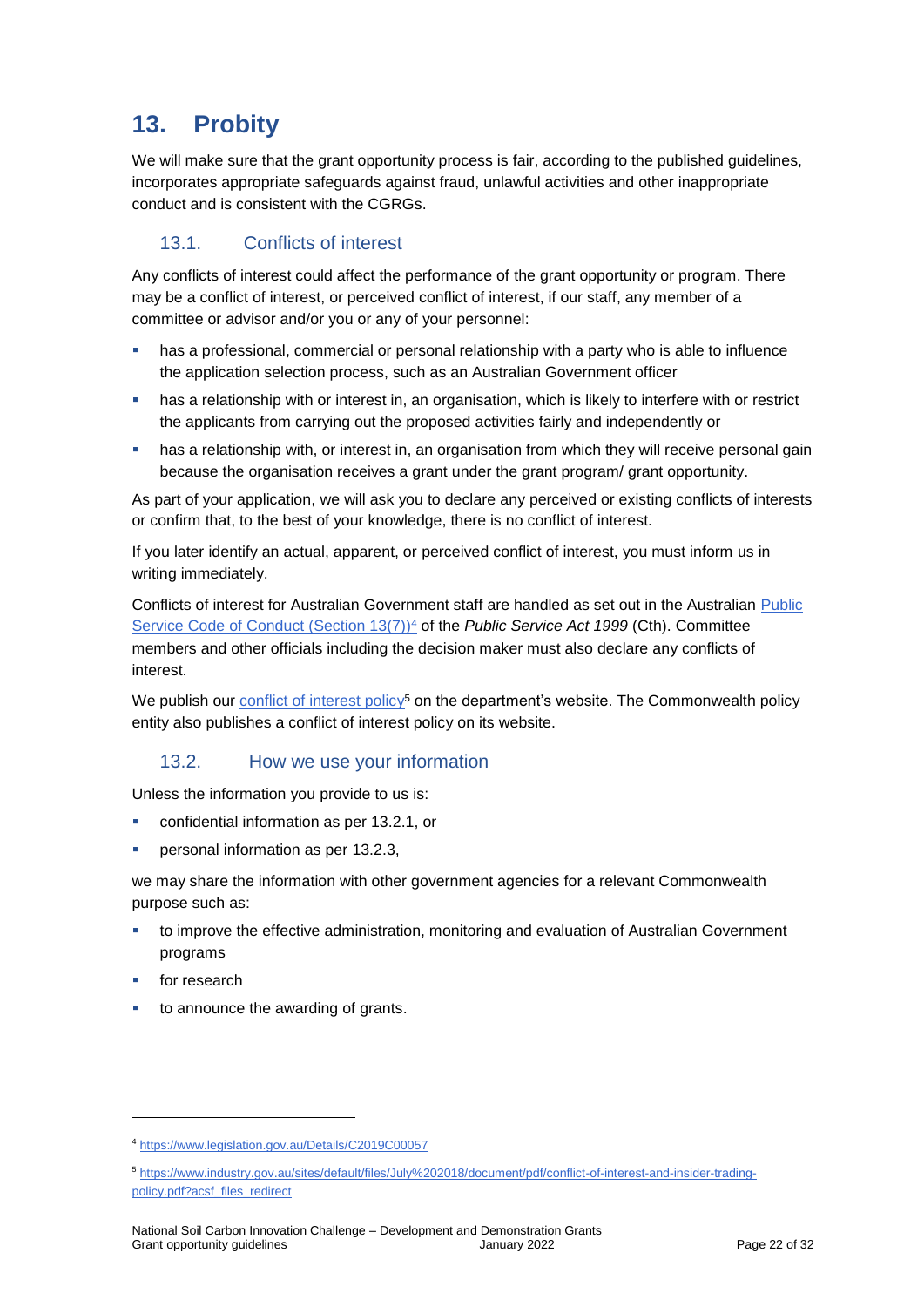# 13. Probity

We will make sure that the grant opportunity process is fair, according to the published guidelines, incorporates appropriate safeguards against fraud, unlawful activities and other inappropriate conduct and is consistent with the CGRGs.

## 13.1. Conflicts of interest

Any conflicts of interest could affect the performance of the grant opportunity or program. There may be a conflict of interest, or perceived conflict of interest, if our staff, any member of a committee or advisor and/or you or any of your personnel:

- has a professional, commercial or personal relationship with a party who is able to influence the application selection process, such as an Australian Government officer
- has a relationship with or interest in, an organisation, which is likely to interfere with or restrict the applicants from carrying out the proposed activities fairly and independently or
- has a relationship with, or interest in, an organisation from which they will receive personal gain because the organisation receives a grant under the grant program/ grant opportunity.

As part of your application, we will ask you to declare any perceived or existing conflicts of interests or confirm that, to the best of your knowledge, there is no conflict of interest.

If you later identify an actual, apparent, or perceived conflict of interest, you must inform us in writing immediately.

Conflicts of interest for Australian Government staff are handled as set out in the Australian [Public Service Code of Conduct (Section 13(7))](https://www.legislation.gov.au/Details/C2019C00057)[4] of the *Public Service Act 1999* (Cth). Committee members and other officials including the decision maker must also declare any conflicts of interest.

We publish our [conflict of interest policy](https://www.industry.gov.au/sites/default/files/July%202018/document/pdf/conflict-of-interest-and-insider-trading-policy.pdf?acsf_files_redirect)[5] on the department's website. The Commonwealth policy entity also publishes a conflict of interest policy on its website.

## 13.2. How we use your information

Unless the information you provide to us is:

- confidential information as per 13.2.1, or
- personal information as per 13.2.3,

we may share the information with other government agencies for a relevant Commonwealth purpose such as:

- to improve the effective administration, monitoring and evaluation of Australian Government programs
- for research
- to announce the awarding of grants.

---

[4] https://www.legislation.gov.au/Details/C2019C00057

[5] https://www.industry.gov.au/sites/default/files/July%202018/document/pdf/conflict-of-interest-and-insider-trading-policy.pdf?acsf_files_redirect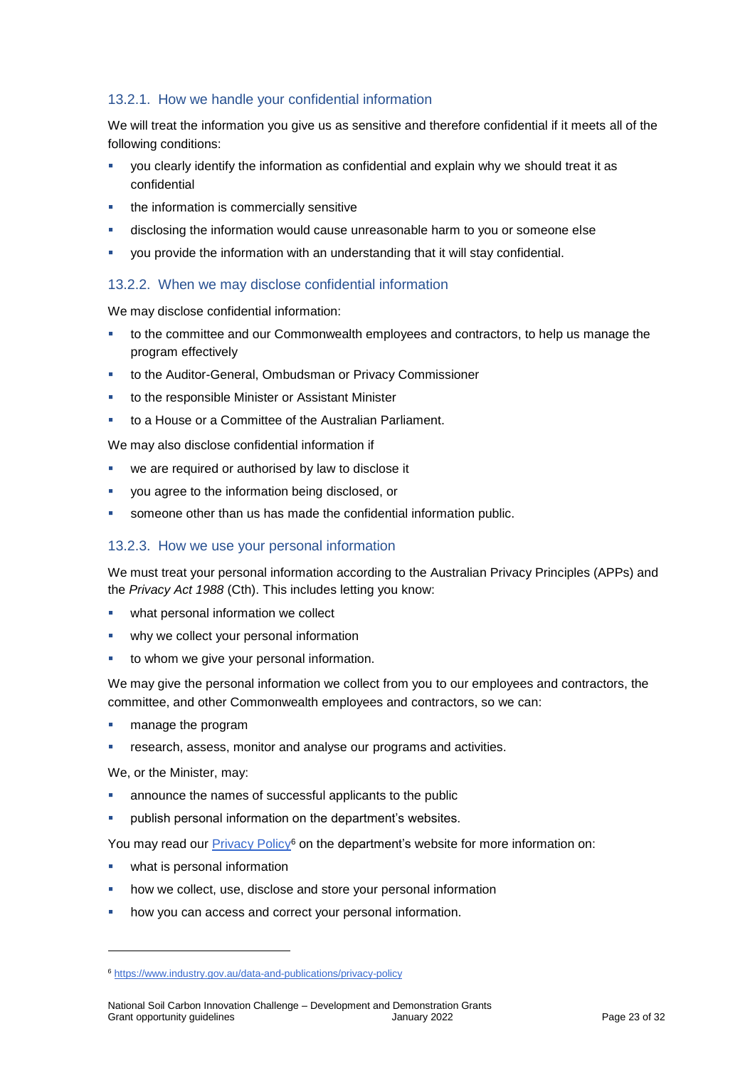#### 13.2.1. How we handle your confidential information

We will treat the information you give us as sensitive and therefore confidential if it meets all of the following conditions:

- you clearly identify the information as confidential and explain why we should treat it as confidential
- the information is commercially sensitive
- disclosing the information would cause unreasonable harm to you or someone else
- you provide the information with an understanding that it will stay confidential.

#### 13.2.2. When we may disclose confidential information

We may disclose confidential information:

- to the committee and our Commonwealth employees and contractors, to help us manage the program effectively
- to the Auditor-General, Ombudsman or Privacy Commissioner
- to the responsible Minister or Assistant Minister
- to a House or a Committee of the Australian Parliament.

We may also disclose confidential information if

- we are required or authorised by law to disclose it
- you agree to the information being disclosed, or
- someone other than us has made the confidential information public.

#### 13.2.3. How we use your personal information

We must treat your personal information according to the Australian Privacy Principles (APPs) and the *Privacy Act 1988* (Cth). This includes letting you know:

- what personal information we collect
- why we collect your personal information
- to whom we give your personal information.

We may give the personal information we collect from you to our employees and contractors, the committee, and other Commonwealth employees and contractors, so we can:

- manage the program
- research, assess, monitor and analyse our programs and activities.

We, or the Minister, may:

- announce the names of successful applicants to the public
- publish personal information on the department's websites.

You may read our Privacy Policy[6] on the department's website for more information on:

- what is personal information
- how we collect, use, disclose and store your personal information
- how you can access and correct your personal information.

---

[6] https://www.industry.gov.au/data-and-publications/privacy-policy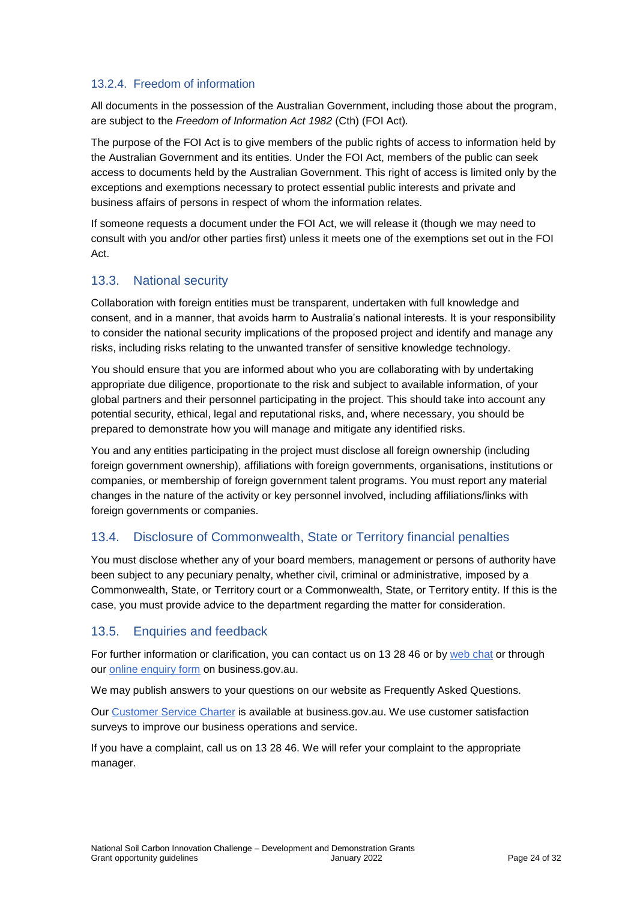### 13.2.4. Freedom of information

All documents in the possession of the Australian Government, including those about the program, are subject to the *Freedom of Information Act 1982* (Cth) (FOI Act).

The purpose of the FOI Act is to give members of the public rights of access to information held by the Australian Government and its entities. Under the FOI Act, members of the public can seek access to documents held by the Australian Government. This right of access is limited only by the exceptions and exemptions necessary to protect essential public interests and private and business affairs of persons in respect of whom the information relates.

If someone requests a document under the FOI Act, we will release it (though we may need to consult with you and/or other parties first) unless it meets one of the exemptions set out in the FOI Act.

## 13.3. National security

Collaboration with foreign entities must be transparent, undertaken with full knowledge and consent, and in a manner, that avoids harm to Australia's national interests. It is your responsibility to consider the national security implications of the proposed project and identify and manage any risks, including risks relating to the unwanted transfer of sensitive knowledge technology.

You should ensure that you are informed about who you are collaborating with by undertaking appropriate due diligence, proportionate to the risk and subject to available information, of your global partners and their personnel participating in the project. This should take into account any potential security, ethical, legal and reputational risks, and, where necessary, you should be prepared to demonstrate how you will manage and mitigate any identified risks.

You and any entities participating in the project must disclose all foreign ownership (including foreign government ownership), affiliations with foreign governments, organisations, institutions or companies, or membership of foreign government talent programs. You must report any material changes in the nature of the activity or key personnel involved, including affiliations/links with foreign governments or companies.

## 13.4. Disclosure of Commonwealth, State or Territory financial penalties

You must disclose whether any of your board members, management or persons of authority have been subject to any pecuniary penalty, whether civil, criminal or administrative, imposed by a Commonwealth, State, or Territory court or a Commonwealth, State, or Territory entity. If this is the case, you must provide advice to the department regarding the matter for consideration.

## 13.5. Enquiries and feedback

For further information or clarification, you can contact us on 13 28 46 or by web chat or through our online enquiry form on business.gov.au.

We may publish answers to your questions on our website as Frequently Asked Questions.

Our Customer Service Charter is available at business.gov.au. We use customer satisfaction surveys to improve our business operations and service.

If you have a complaint, call us on 13 28 46. We will refer your complaint to the appropriate manager.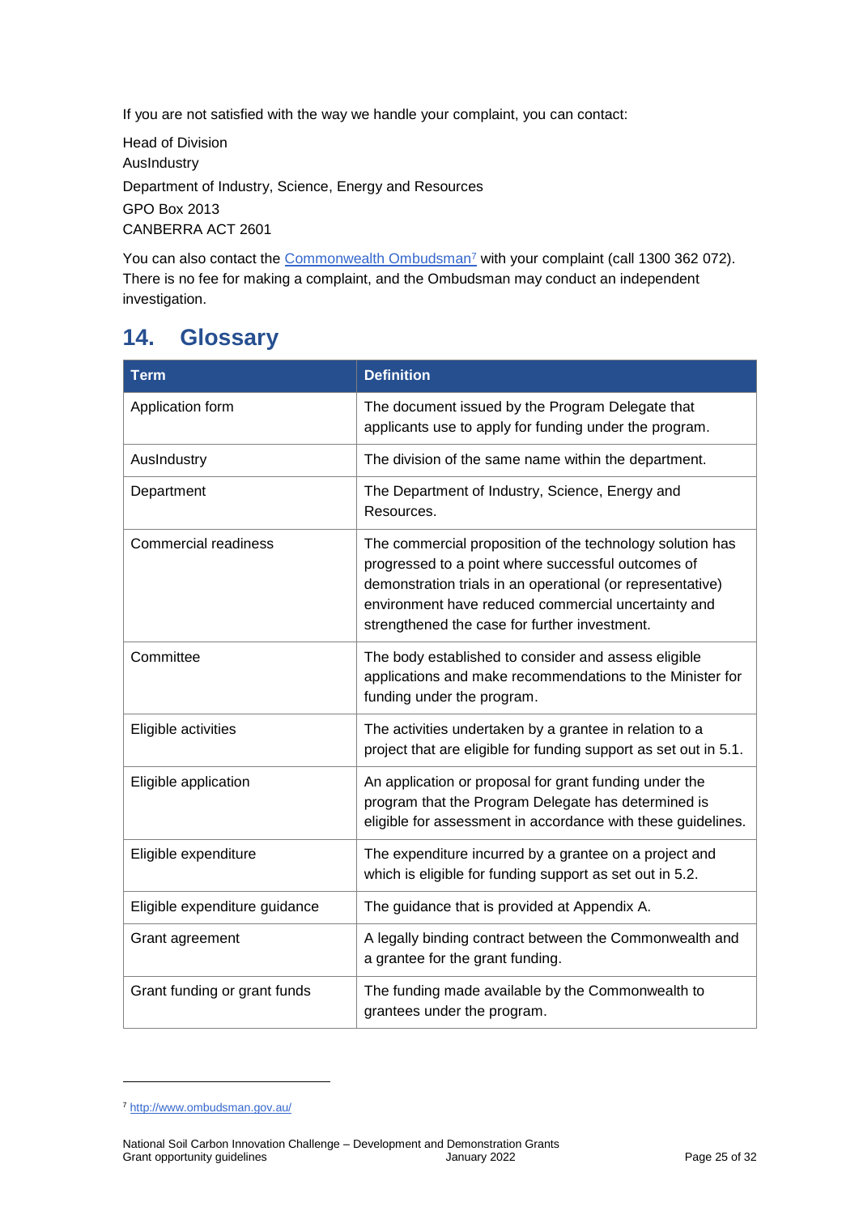If you are not satisfied with the way we handle your complaint, you can contact:

Head of Division
AusIndustry
Department of Industry, Science, Energy and Resources
GPO Box 2013
CANBERRA ACT 2601

You can also contact the Commonwealth Ombudsman[7] with your complaint (call 1300 362 072). There is no fee for making a complaint, and the Ombudsman may conduct an independent investigation.

# 14. Glossary

| Term | Definition |
| --- | --- |
| Application form | The document issued by the Program Delegate that applicants use to apply for funding under the program. |
| AusIndustry | The division of the same name within the department. |
| Department | The Department of Industry, Science, Energy and Resources. |
| Commercial readiness | The commercial proposition of the technology solution has progressed to a point where successful outcomes of demonstration trials in an operational (or representative) environment have reduced commercial uncertainty and strengthened the case for further investment. |
| Committee | The body established to consider and assess eligible applications and make recommendations to the Minister for funding under the program. |
| Eligible activities | The activities undertaken by a grantee in relation to a project that are eligible for funding support as set out in 5.1. |
| Eligible application | An application or proposal for grant funding under the program that the Program Delegate has determined is eligible for assessment in accordance with these guidelines. |
| Eligible expenditure | The expenditure incurred by a grantee on a project and which is eligible for funding support as set out in 5.2. |
| Eligible expenditure guidance | The guidance that is provided at Appendix A. |
| Grant agreement | A legally binding contract between the Commonwealth and a grantee for the grant funding. |
| Grant funding or grant funds | The funding made available by the Commonwealth to grantees under the program. |

[7] http://www.ombudsman.gov.au/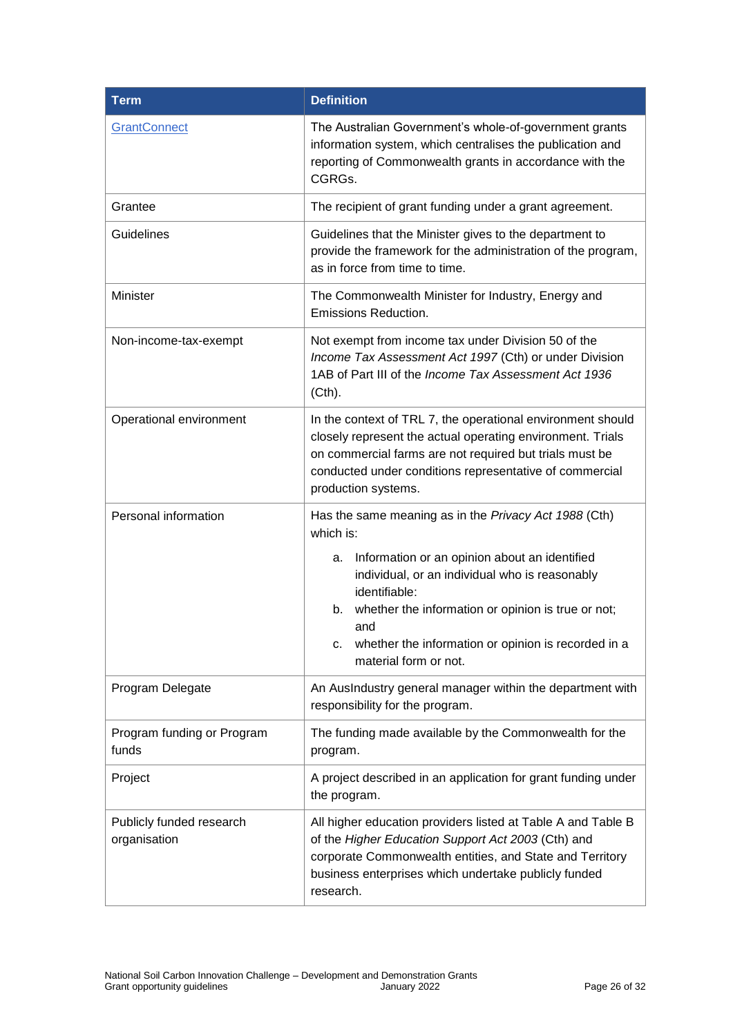| Term | Definition |
|---|---|
| GrantConnect | The Australian Government's whole-of-government grants information system, which centralises the publication and reporting of Commonwealth grants in accordance with the CGRGs. |
| Grantee | The recipient of grant funding under a grant agreement. |
| Guidelines | Guidelines that the Minister gives to the department to provide the framework for the administration of the program, as in force from time to time. |
| Minister | The Commonwealth Minister for Industry, Energy and Emissions Reduction. |
| Non-income-tax-exempt | Not exempt from income tax under Division 50 of the *Income Tax Assessment Act 1997* (Cth) or under Division 1AB of Part III of the *Income Tax Assessment Act 1936* (Cth). |
| Operational environment | In the context of TRL 7, the operational environment should closely represent the actual operating environment. Trials on commercial farms are not required but trials must be conducted under conditions representative of commercial production systems. |
| Personal information | Has the same meaning as in the *Privacy Act 1988* (Cth) which is:<br>a. Information or an opinion about an identified individual, or an individual who is reasonably identifiable:<br>b. whether the information or opinion is true or not; and<br>c. whether the information or opinion is recorded in a material form or not. |
| Program Delegate | An AusIndustry general manager within the department with responsibility for the program. |
| Program funding or Program funds | The funding made available by the Commonwealth for the program. |
| Project | A project described in an application for grant funding under the program. |
| Publicly funded research organisation | All higher education providers listed at Table A and Table B of the *Higher Education Support Act 2003* (Cth) and corporate Commonwealth entities, and State and Territory business enterprises which undertake publicly funded research. |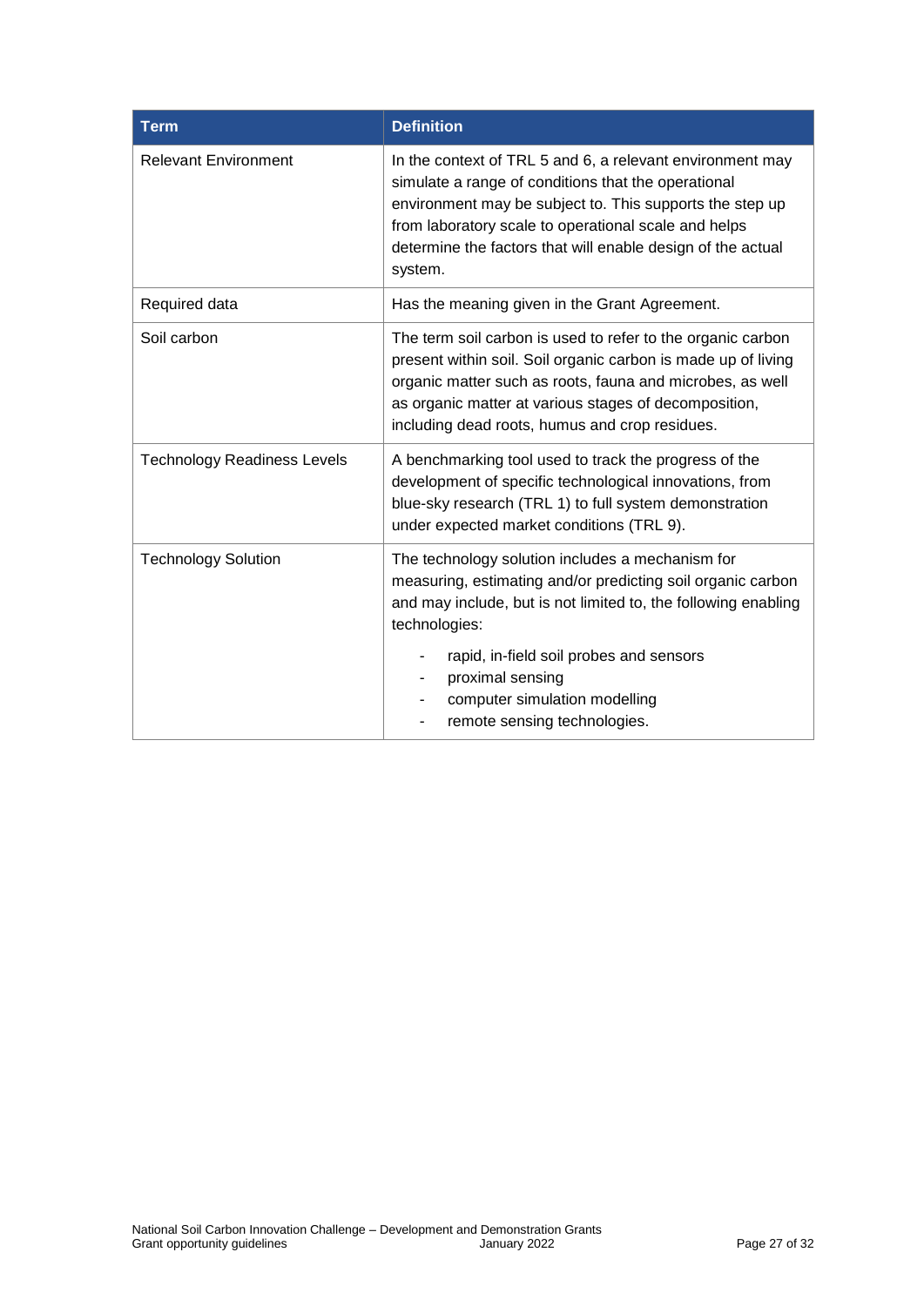| Term | Definition |
| --- | --- |
| Relevant Environment | In the context of TRL 5 and 6, a relevant environment may simulate a range of conditions that the operational environment may be subject to. This supports the step up from laboratory scale to operational scale and helps determine the factors that will enable design of the actual system. |
| Required data | Has the meaning given in the Grant Agreement. |
| Soil carbon | The term soil carbon is used to refer to the organic carbon present within soil. Soil organic carbon is made up of living organic matter such as roots, fauna and microbes, as well as organic matter at various stages of decomposition, including dead roots, humus and crop residues. |
| Technology Readiness Levels | A benchmarking tool used to track the progress of the development of specific technological innovations, from blue-sky research (TRL 1) to full system demonstration under expected market conditions (TRL 9). |
| Technology Solution | The technology solution includes a mechanism for measuring, estimating and/or predicting soil organic carbon and may include, but is not limited to, the following enabling technologies:<br>- rapid, in-field soil probes and sensors<br>- proximal sensing<br>- computer simulation modelling<br>- remote sensing technologies. |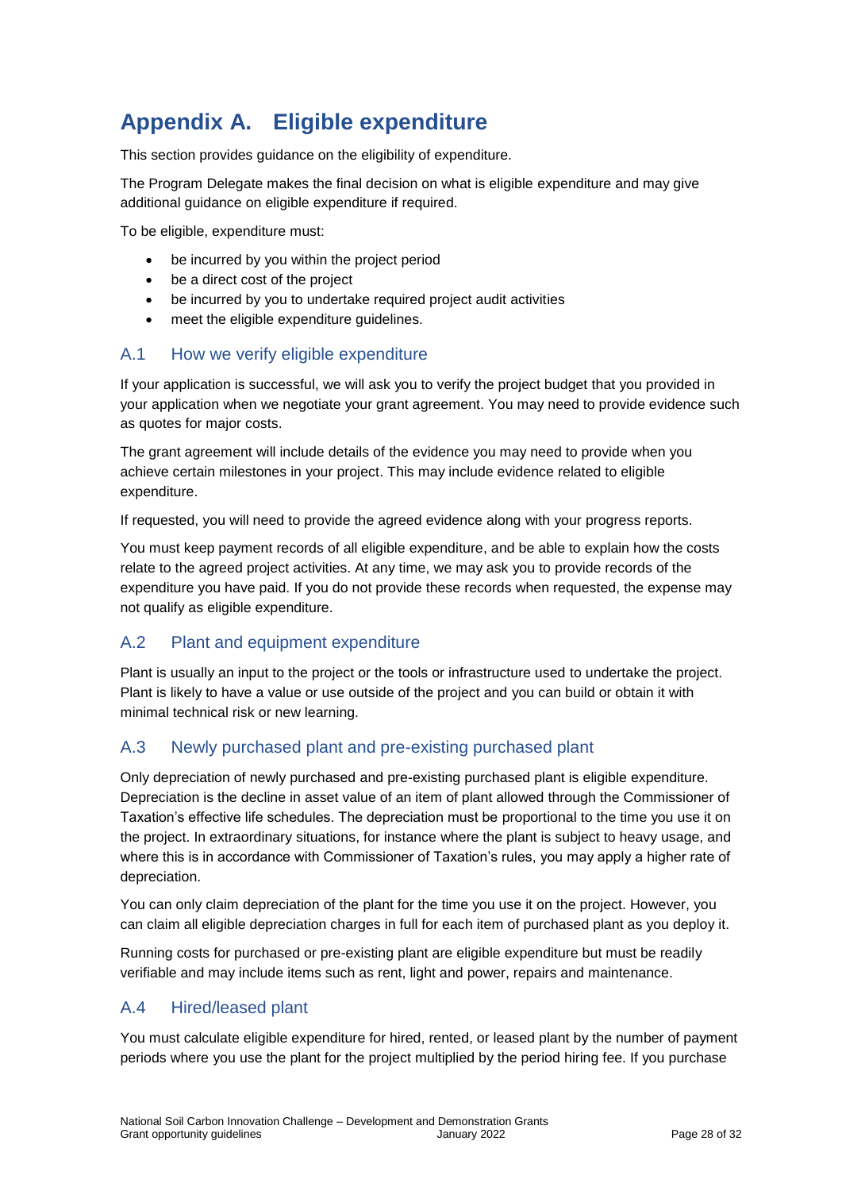# Appendix A. Eligible expenditure

This section provides guidance on the eligibility of expenditure.

The Program Delegate makes the final decision on what is eligible expenditure and may give additional guidance on eligible expenditure if required.

To be eligible, expenditure must:

- be incurred by you within the project period
- be a direct cost of the project
- be incurred by you to undertake required project audit activities
- meet the eligible expenditure guidelines.

## A.1 How we verify eligible expenditure

If your application is successful, we will ask you to verify the project budget that you provided in your application when we negotiate your grant agreement. You may need to provide evidence such as quotes for major costs.

The grant agreement will include details of the evidence you may need to provide when you achieve certain milestones in your project. This may include evidence related to eligible expenditure.

If requested, you will need to provide the agreed evidence along with your progress reports.

You must keep payment records of all eligible expenditure, and be able to explain how the costs relate to the agreed project activities. At any time, we may ask you to provide records of the expenditure you have paid. If you do not provide these records when requested, the expense may not qualify as eligible expenditure.

## A.2 Plant and equipment expenditure

Plant is usually an input to the project or the tools or infrastructure used to undertake the project. Plant is likely to have a value or use outside of the project and you can build or obtain it with minimal technical risk or new learning.

## A.3 Newly purchased plant and pre-existing purchased plant

Only depreciation of newly purchased and pre-existing purchased plant is eligible expenditure. Depreciation is the decline in asset value of an item of plant allowed through the Commissioner of Taxation's effective life schedules. The depreciation must be proportional to the time you use it on the project. In extraordinary situations, for instance where the plant is subject to heavy usage, and where this is in accordance with Commissioner of Taxation's rules, you may apply a higher rate of depreciation.

You can only claim depreciation of the plant for the time you use it on the project. However, you can claim all eligible depreciation charges in full for each item of purchased plant as you deploy it.

Running costs for purchased or pre-existing plant are eligible expenditure but must be readily verifiable and may include items such as rent, light and power, repairs and maintenance.

## A.4 Hired/leased plant

You must calculate eligible expenditure for hired, rented, or leased plant by the number of payment periods where you use the plant for the project multiplied by the period hiring fee. If you purchase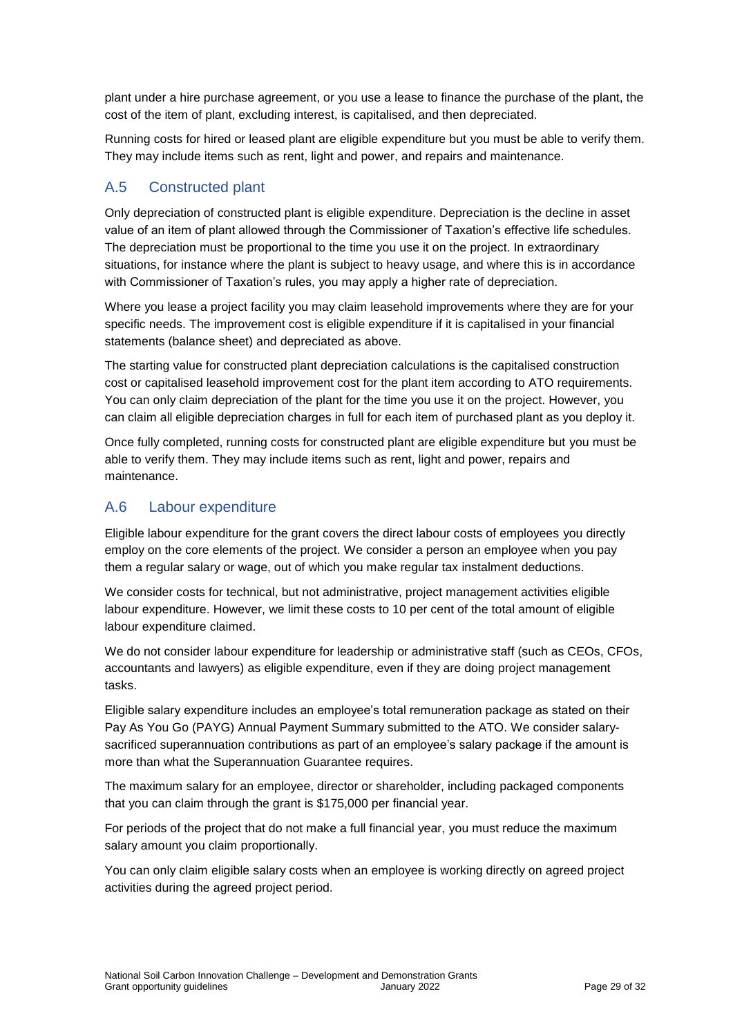plant under a hire purchase agreement, or you use a lease to finance the purchase of the plant, the cost of the item of plant, excluding interest, is capitalised, and then depreciated.

Running costs for hired or leased plant are eligible expenditure but you must be able to verify them. They may include items such as rent, light and power, and repairs and maintenance.

## A.5 Constructed plant

Only depreciation of constructed plant is eligible expenditure. Depreciation is the decline in asset value of an item of plant allowed through the Commissioner of Taxation's effective life schedules. The depreciation must be proportional to the time you use it on the project. In extraordinary situations, for instance where the plant is subject to heavy usage, and where this is in accordance with Commissioner of Taxation's rules, you may apply a higher rate of depreciation.

Where you lease a project facility you may claim leasehold improvements where they are for your specific needs. The improvement cost is eligible expenditure if it is capitalised in your financial statements (balance sheet) and depreciated as above.

The starting value for constructed plant depreciation calculations is the capitalised construction cost or capitalised leasehold improvement cost for the plant item according to ATO requirements. You can only claim depreciation of the plant for the time you use it on the project. However, you can claim all eligible depreciation charges in full for each item of purchased plant as you deploy it.

Once fully completed, running costs for constructed plant are eligible expenditure but you must be able to verify them. They may include items such as rent, light and power, repairs and maintenance.

## A.6 Labour expenditure

Eligible labour expenditure for the grant covers the direct labour costs of employees you directly employ on the core elements of the project. We consider a person an employee when you pay them a regular salary or wage, out of which you make regular tax instalment deductions.

We consider costs for technical, but not administrative, project management activities eligible labour expenditure. However, we limit these costs to 10 per cent of the total amount of eligible labour expenditure claimed.

We do not consider labour expenditure for leadership or administrative staff (such as CEOs, CFOs, accountants and lawyers) as eligible expenditure, even if they are doing project management tasks.

Eligible salary expenditure includes an employee's total remuneration package as stated on their Pay As You Go (PAYG) Annual Payment Summary submitted to the ATO. We consider salary-sacrificed superannuation contributions as part of an employee's salary package if the amount is more than what the Superannuation Guarantee requires.

The maximum salary for an employee, director or shareholder, including packaged components that you can claim through the grant is $175,000 per financial year.

For periods of the project that do not make a full financial year, you must reduce the maximum salary amount you claim proportionally.

You can only claim eligible salary costs when an employee is working directly on agreed project activities during the agreed project period.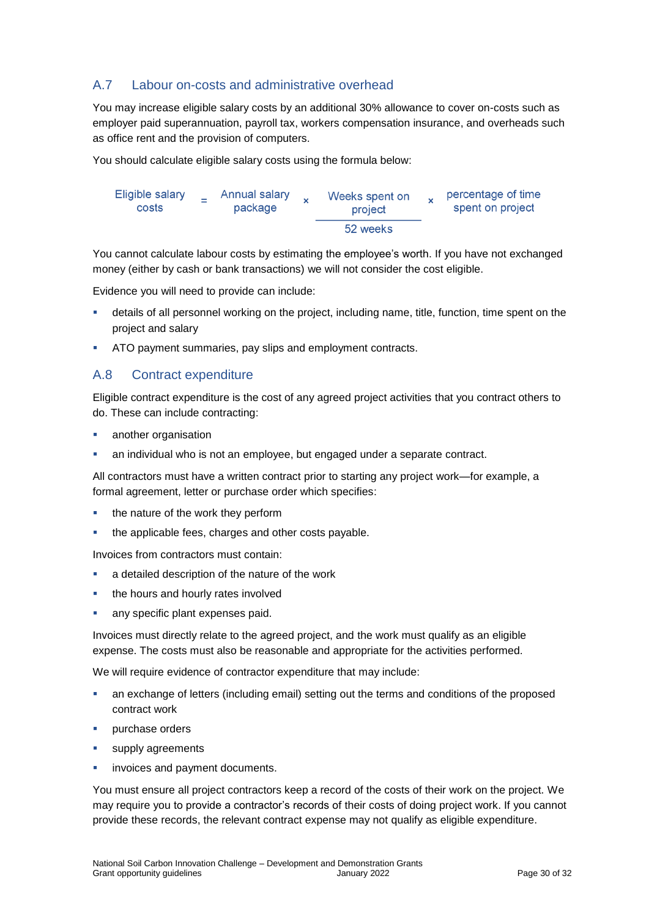## A.7 Labour on-costs and administrative overhead

You may increase eligible salary costs by an additional 30% allowance to cover on-costs such as employer paid superannuation, payroll tax, workers compensation insurance, and overheads such as office rent and the provision of computers.

You should calculate eligible salary costs using the formula below:

$$\text{Eligible salary costs} = \text{Annual salary package} \times \frac{\text{Weeks spent on project}}{\text{52 weeks}} \times \text{percentage of time spent on project}$$

You cannot calculate labour costs by estimating the employee's worth. If you have not exchanged money (either by cash or bank transactions) we will not consider the cost eligible.

Evidence you will need to provide can include:

- details of all personnel working on the project, including name, title, function, time spent on the project and salary
- ATO payment summaries, pay slips and employment contracts.

## A.8 Contract expenditure

Eligible contract expenditure is the cost of any agreed project activities that you contract others to do. These can include contracting:

- another organisation
- an individual who is not an employee, but engaged under a separate contract.

All contractors must have a written contract prior to starting any project work—for example, a formal agreement, letter or purchase order which specifies:

- the nature of the work they perform
- the applicable fees, charges and other costs payable.

Invoices from contractors must contain:

- a detailed description of the nature of the work
- the hours and hourly rates involved
- any specific plant expenses paid.

Invoices must directly relate to the agreed project, and the work must qualify as an eligible expense. The costs must also be reasonable and appropriate for the activities performed.

We will require evidence of contractor expenditure that may include:

- an exchange of letters (including email) setting out the terms and conditions of the proposed contract work
- purchase orders
- supply agreements
- invoices and payment documents.

You must ensure all project contractors keep a record of the costs of their work on the project. We may require you to provide a contractor's records of their costs of doing project work. If you cannot provide these records, the relevant contract expense may not qualify as eligible expenditure.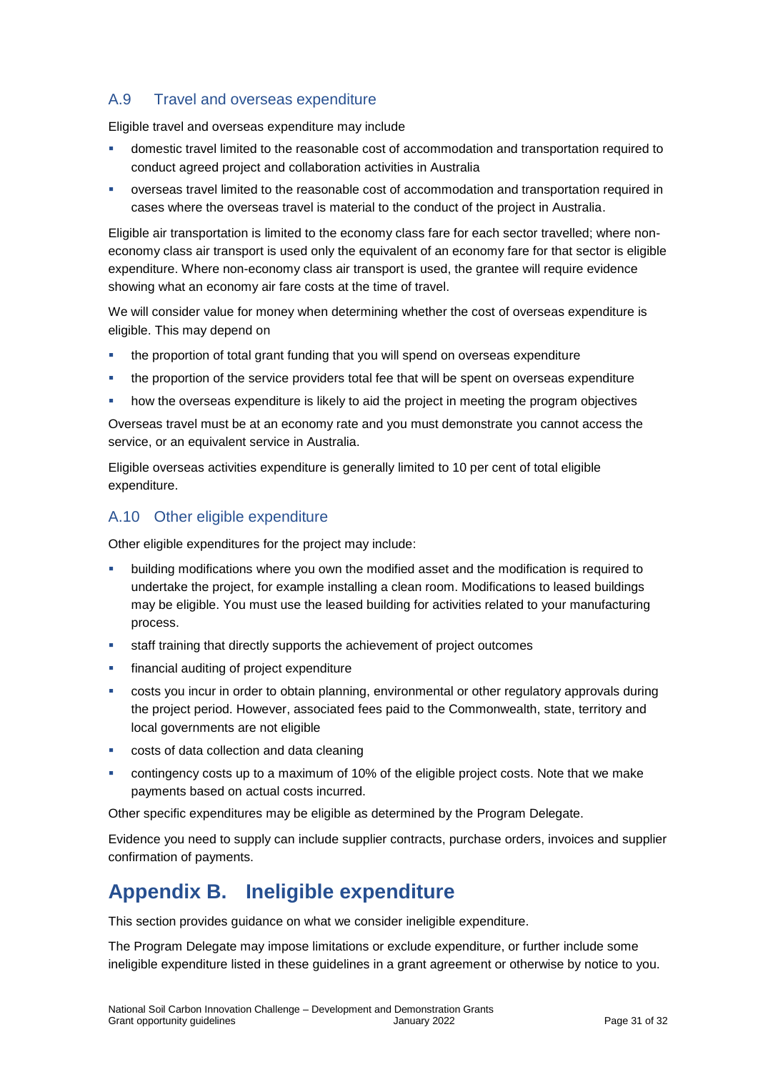### A.9 Travel and overseas expenditure

Eligible travel and overseas expenditure may include

- domestic travel limited to the reasonable cost of accommodation and transportation required to conduct agreed project and collaboration activities in Australia
- overseas travel limited to the reasonable cost of accommodation and transportation required in cases where the overseas travel is material to the conduct of the project in Australia.

Eligible air transportation is limited to the economy class fare for each sector travelled; where non-economy class air transport is used only the equivalent of an economy fare for that sector is eligible expenditure. Where non-economy class air transport is used, the grantee will require evidence showing what an economy air fare costs at the time of travel.

We will consider value for money when determining whether the cost of overseas expenditure is eligible. This may depend on

- the proportion of total grant funding that you will spend on overseas expenditure
- the proportion of the service providers total fee that will be spent on overseas expenditure
- how the overseas expenditure is likely to aid the project in meeting the program objectives

Overseas travel must be at an economy rate and you must demonstrate you cannot access the service, or an equivalent service in Australia.

Eligible overseas activities expenditure is generally limited to 10 per cent of total eligible expenditure.

### A.10 Other eligible expenditure

Other eligible expenditures for the project may include:

- building modifications where you own the modified asset and the modification is required to undertake the project, for example installing a clean room. Modifications to leased buildings may be eligible. You must use the leased building for activities related to your manufacturing process.
- staff training that directly supports the achievement of project outcomes
- financial auditing of project expenditure
- costs you incur in order to obtain planning, environmental or other regulatory approvals during the project period. However, associated fees paid to the Commonwealth, state, territory and local governments are not eligible
- costs of data collection and data cleaning
- contingency costs up to a maximum of 10% of the eligible project costs. Note that we make payments based on actual costs incurred.

Other specific expenditures may be eligible as determined by the Program Delegate.

Evidence you need to supply can include supplier contracts, purchase orders, invoices and supplier confirmation of payments.

## Appendix B. Ineligible expenditure

This section provides guidance on what we consider ineligible expenditure.

The Program Delegate may impose limitations or exclude expenditure, or further include some ineligible expenditure listed in these guidelines in a grant agreement or otherwise by notice to you.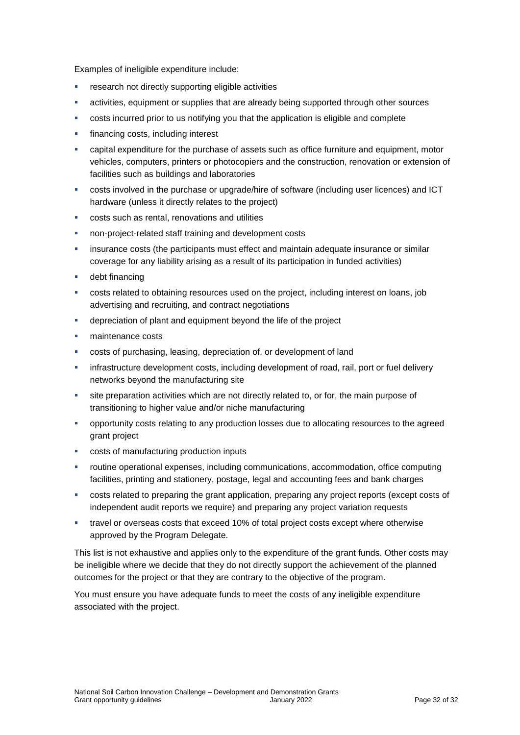Examples of ineligible expenditure include:

- research not directly supporting eligible activities
- activities, equipment or supplies that are already being supported through other sources
- costs incurred prior to us notifying you that the application is eligible and complete
- financing costs, including interest
- capital expenditure for the purchase of assets such as office furniture and equipment, motor vehicles, computers, printers or photocopiers and the construction, renovation or extension of facilities such as buildings and laboratories
- costs involved in the purchase or upgrade/hire of software (including user licences) and ICT hardware (unless it directly relates to the project)
- costs such as rental, renovations and utilities
- non-project-related staff training and development costs
- insurance costs (the participants must effect and maintain adequate insurance or similar coverage for any liability arising as a result of its participation in funded activities)
- debt financing
- costs related to obtaining resources used on the project, including interest on loans, job advertising and recruiting, and contract negotiations
- depreciation of plant and equipment beyond the life of the project
- maintenance costs
- costs of purchasing, leasing, depreciation of, or development of land
- infrastructure development costs, including development of road, rail, port or fuel delivery networks beyond the manufacturing site
- site preparation activities which are not directly related to, or for, the main purpose of transitioning to higher value and/or niche manufacturing
- opportunity costs relating to any production losses due to allocating resources to the agreed grant project
- costs of manufacturing production inputs
- routine operational expenses, including communications, accommodation, office computing facilities, printing and stationery, postage, legal and accounting fees and bank charges
- costs related to preparing the grant application, preparing any project reports (except costs of independent audit reports we require) and preparing any project variation requests
- travel or overseas costs that exceed 10% of total project costs except where otherwise approved by the Program Delegate.

This list is not exhaustive and applies only to the expenditure of the grant funds. Other costs may be ineligible where we decide that they do not directly support the achievement of the planned outcomes for the project or that they are contrary to the objective of the program.

You must ensure you have adequate funds to meet the costs of any ineligible expenditure associated with the project.